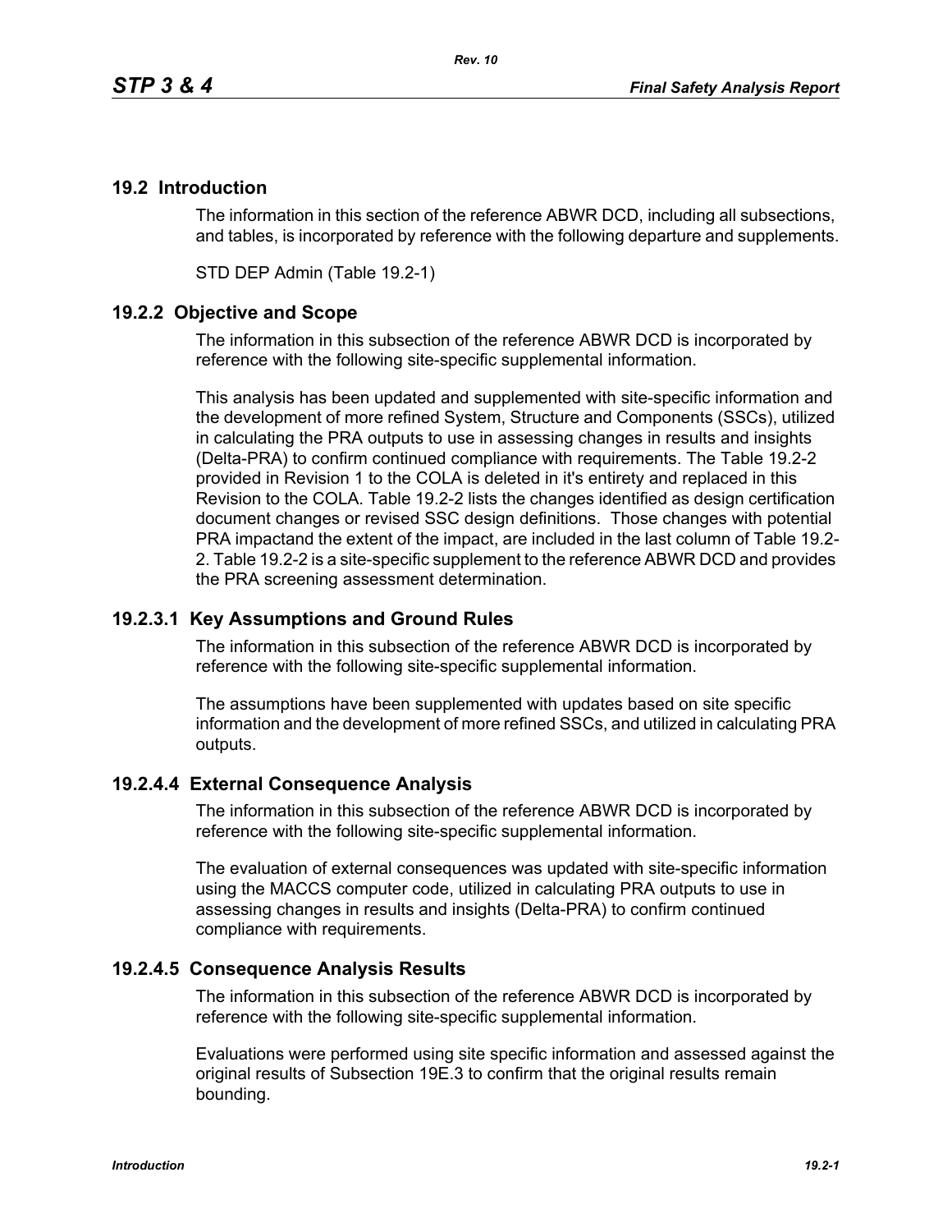## 19.2 Introduction

The information in this section of the reference ABWR DCD, including all subsections, and tables, is incorporated by reference with the following departure and supplements.

STD DEP Admin (Table 19.2-1)

### 19.2.2 Objective and Scope

The information in this subsection of the reference ABWR DCD is incorporated by reference with the following site-specific supplemental information.

This analysis has been updated and supplemented with site-specific information and the development of more refined System, Structure and Components (SSCs), utilized in calculating the PRA outputs to use in assessing changes in results and insights (Delta-PRA) to confirm continued compliance with requirements. The Table 19.2-2 provided in Revision 1 to the COLA is deleted in it's entirety and replaced in this Revision to the COLA. Table 19.2-2 lists the changes identified as design certification document changes or revised SSC design definitions. Those changes with potential PRA impactand the extent of the impact, are included in the last column of Table 19.2-2. Table 19.2-2 is a site-specific supplement to the reference ABWR DCD and provides the PRA screening assessment determination.

### 19.2.3.1 Key Assumptions and Ground Rules

The information in this subsection of the reference ABWR DCD is incorporated by reference with the following site-specific supplemental information.

The assumptions have been supplemented with updates based on site specific information and the development of more refined SSCs, and utilized in calculating PRA outputs.

### 19.2.4.4 External Consequence Analysis

The information in this subsection of the reference ABWR DCD is incorporated by reference with the following site-specific supplemental information.

The evaluation of external consequences was updated with site-specific information using the MACCS computer code, utilized in calculating PRA outputs to use in assessing changes in results and insights (Delta-PRA) to confirm continued compliance with requirements.

### 19.2.4.5 Consequence Analysis Results

The information in this subsection of the reference ABWR DCD is incorporated by reference with the following site-specific supplemental information.

Evaluations were performed using site specific information and assessed against the original results of Subsection 19E.3 to confirm that the original results remain bounding.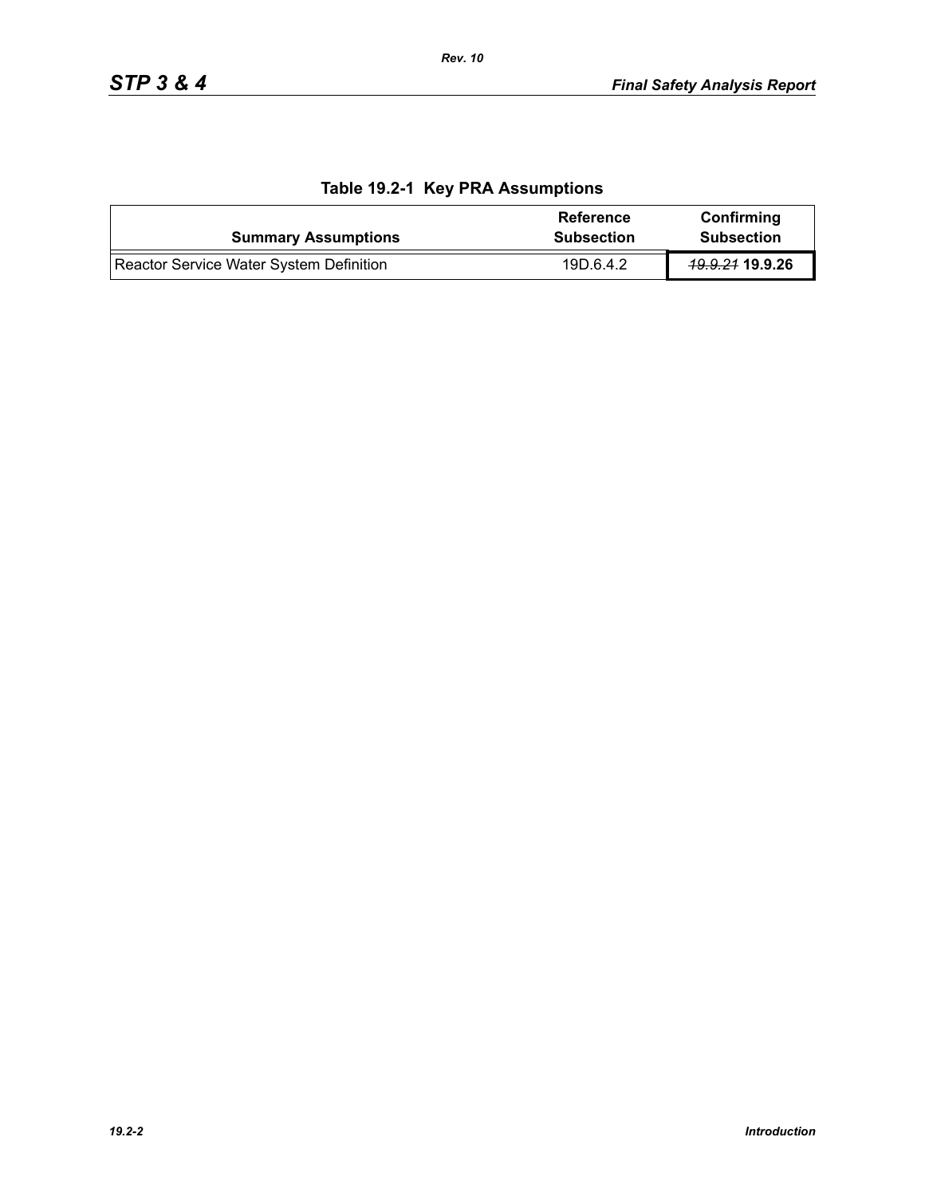**Table 19.2-1 Key PRA Assumptions**

| Summary Assumptions | Reference Subsection | Confirming Subsection |
|---|---|---|
| Reactor Service Water System Definition | 19D.6.4.2 | ~~*19.9.21*~~ **19.9.26** |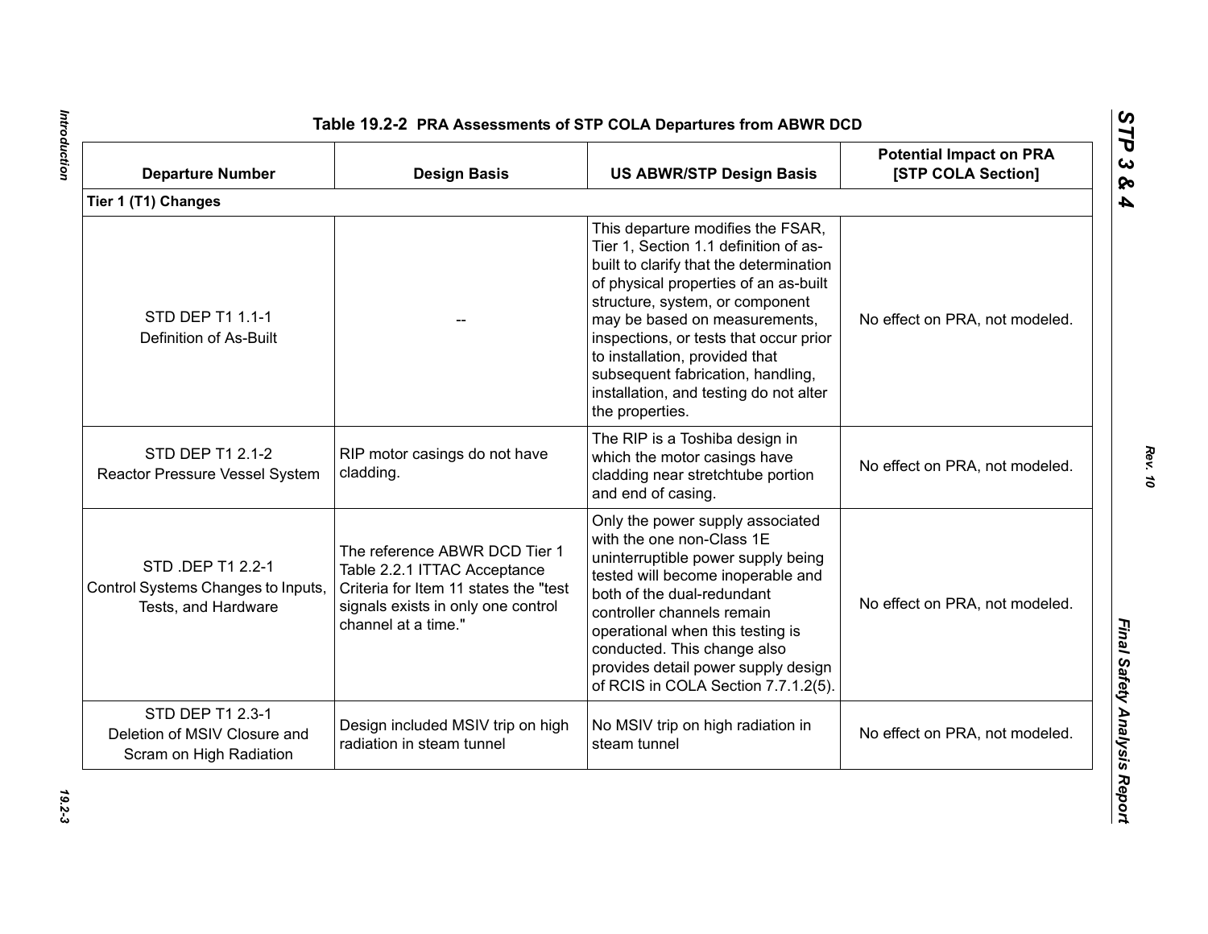**Table 19.2-2 PRA Assessments of STP COLA Departures from ABWR DCD**

| Departure Number | Design Basis | US ABWR/STP Design Basis | Potential Impact on PRA [STP COLA Section] |
|---|---|---|---|
| **Tier 1 (T1) Changes** | | | |
| STD DEP T1 1.1-1 Definition of As-Built | -- | This departure modifies the FSAR, Tier 1, Section 1.1 definition of as-built to clarify that the determination of physical properties of an as-built structure, system, or component may be based on measurements, inspections, or tests that occur prior to installation, provided that subsequent fabrication, handling, installation, and testing do not alter the properties. | No effect on PRA, not modeled. |
| STD DEP T1 2.1-2 Reactor Pressure Vessel System | RIP motor casings do not have cladding. | The RIP is a Toshiba design in which the motor casings have cladding near stretchtube portion and end of casing. | No effect on PRA, not modeled. |
| STD .DEP T1 2.2-1 Control Systems Changes to Inputs, Tests, and Hardware | The reference ABWR DCD Tier 1 Table 2.2.1 ITTAC Acceptance Criteria for Item 11 states the "test signals exists in only one control channel at a time." | Only the power supply associated with the one non-Class 1E uninterruptible power supply being tested will become inoperable and both of the dual-redundant controller channels remain operational when this testing is conducted. This change also provides detail power supply design of RCIS in COLA Section 7.7.1.2(5). | No effect on PRA, not modeled. |
| STD DEP T1 2.3-1 Deletion of MSIV Closure and Scram on High Radiation | Design included MSIV trip on high radiation in steam tunnel | No MSIV trip on high radiation in steam tunnel | No effect on PRA, not modeled. |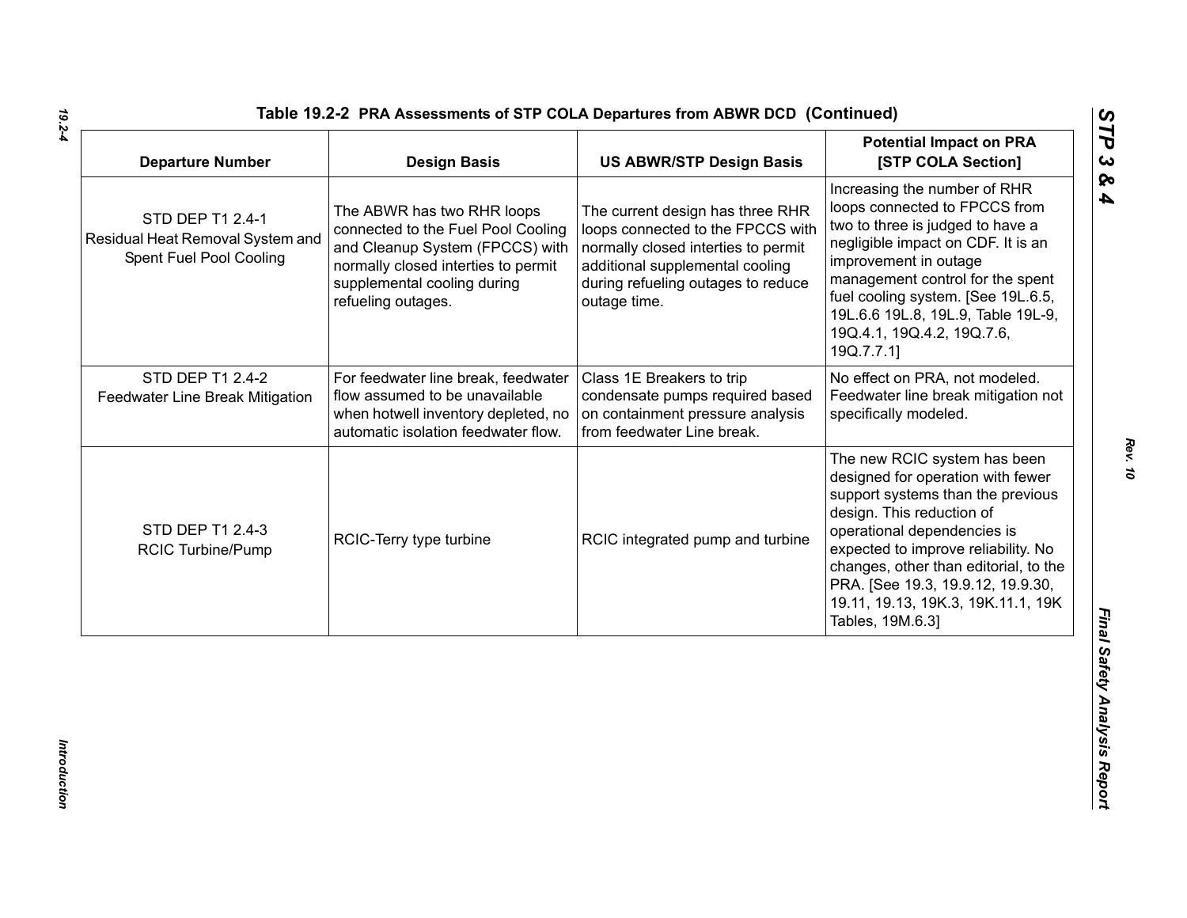**Table 19.2-2 PRA Assessments of STP COLA Departures from ABWR DCD (Continued)**

| Departure Number | Design Basis | US ABWR/STP Design Basis | Potential Impact on PRA [STP COLA Section] |
|---|---|---|---|
| STD DEP T1 2.4-1 Residual Heat Removal System and Spent Fuel Pool Cooling | The ABWR has two RHR loops connected to the Fuel Pool Cooling and Cleanup System (FPCCS) with normally closed interties to permit supplemental cooling during refueling outages. | The current design has three RHR loops connected to the FPCCS with normally closed interties to permit additional supplemental cooling during refueling outages to reduce outage time. | Increasing the number of RHR loops connected to FPCCS from two to three is judged to have a negligible impact on CDF. It is an improvement in outage management control for the spent fuel cooling system. [See 19L.6.5, 19L.6.6 19L.8, 19L.9, Table 19L-9, 19Q.4.1, 19Q.4.2, 19Q.7.6, 19Q.7.7.1] |
| STD DEP T1 2.4-2 Feedwater Line Break Mitigation | For feedwater line break, feedwater flow assumed to be unavailable when hotwell inventory depleted, no automatic isolation feedwater flow. | Class 1E Breakers to trip condensate pumps required based on containment pressure analysis from feedwater Line break. | No effect on PRA, not modeled. Feedwater line break mitigation not specifically modeled. |
| STD DEP T1 2.4-3 RCIC Turbine/Pump | RCIC-Terry type turbine | RCIC integrated pump and turbine | The new RCIC system has been designed for operation with fewer support systems than the previous design. This reduction of operational dependencies is expected to improve reliability. No changes, other than editorial, to the PRA. [See 19.3, 19.9.12, 19.9.30, 19.11, 19.13, 19K.3, 19K.11.1, 19K Tables, 19M.6.3] |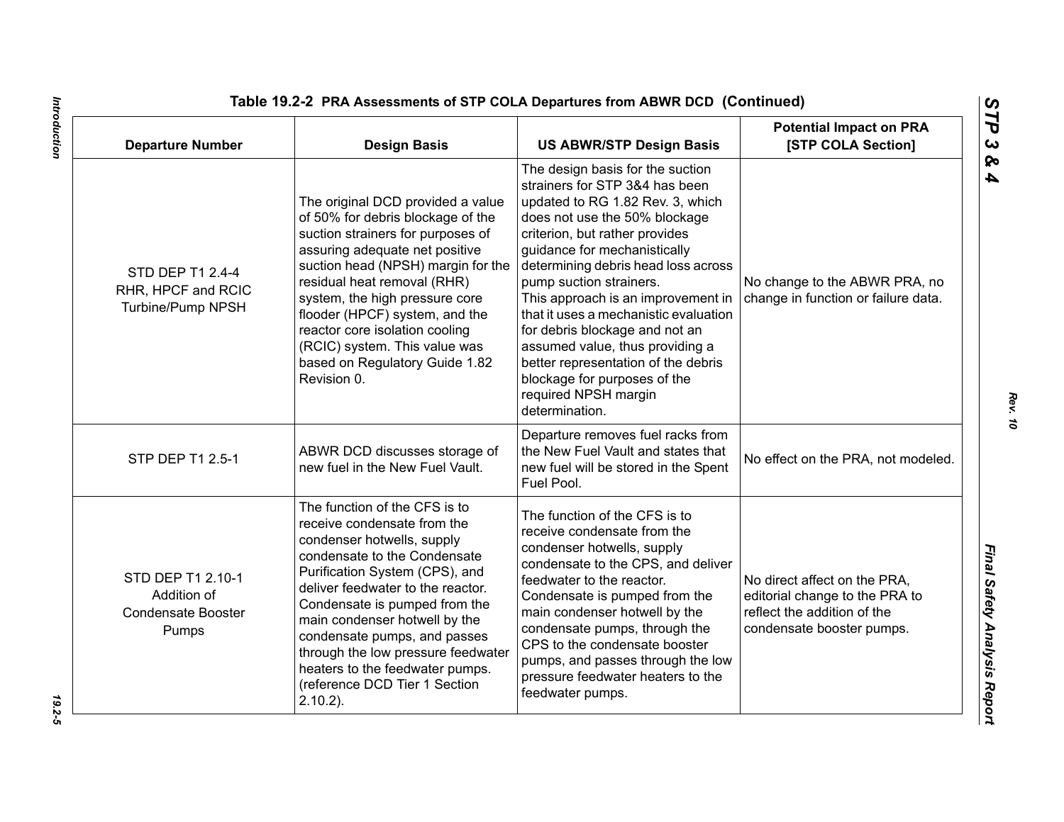**Table 19.2-2 PRA Assessments of STP COLA Departures from ABWR DCD (Continued)**

| Departure Number | Design Basis | US ABWR/STP Design Basis | Potential Impact on PRA [STP COLA Section] |
|---|---|---|---|
| STD DEP T1 2.4-4 RHR, HPCF and RCIC Turbine/Pump NPSH | The original DCD provided a value of 50% for debris blockage of the suction strainers for purposes of assuring adequate net positive suction head (NPSH) margin for the residual heat removal (RHR) system, the high pressure core flooder (HPCF) system, and the reactor core isolation cooling (RCIC) system. This value was based on Regulatory Guide 1.82 Revision 0. | The design basis for the suction strainers for STP 3&4 has been updated to RG 1.82 Rev. 3, which does not use the 50% blockage criterion, but rather provides guidance for mechanistically determining debris head loss across pump suction strainers. This approach is an improvement in that it uses a mechanistic evaluation for debris blockage and not an assumed value, thus providing a better representation of the debris blockage for purposes of the required NPSH margin determination. | No change to the ABWR PRA, no change in function or failure data. |
| STP DEP T1 2.5-1 | ABWR DCD discusses storage of new fuel in the New Fuel Vault. | Departure removes fuel racks from the New Fuel Vault and states that new fuel will be stored in the Spent Fuel Pool. | No effect on the PRA, not modeled. |
| STD DEP T1 2.10-1 Addition of Condensate Booster Pumps | The function of the CFS is to receive condensate from the condenser hotwells, supply condensate to the Condensate Purification System (CPS), and deliver feedwater to the reactor. Condensate is pumped from the main condenser hotwell by the condensate pumps, and passes through the low pressure feedwater heaters to the feedwater pumps. (reference DCD Tier 1 Section 2.10.2). | The function of the CFS is to receive condensate from the condenser hotwells, supply condensate to the CPS, and deliver feedwater to the reactor. Condensate is pumped from the main condenser hotwell by the condensate pumps, through the CPS to the condensate booster pumps, and passes through the low pressure feedwater heaters to the feedwater pumps. | No direct affect on the PRA, editorial change to the PRA to reflect the addition of the condensate booster pumps. |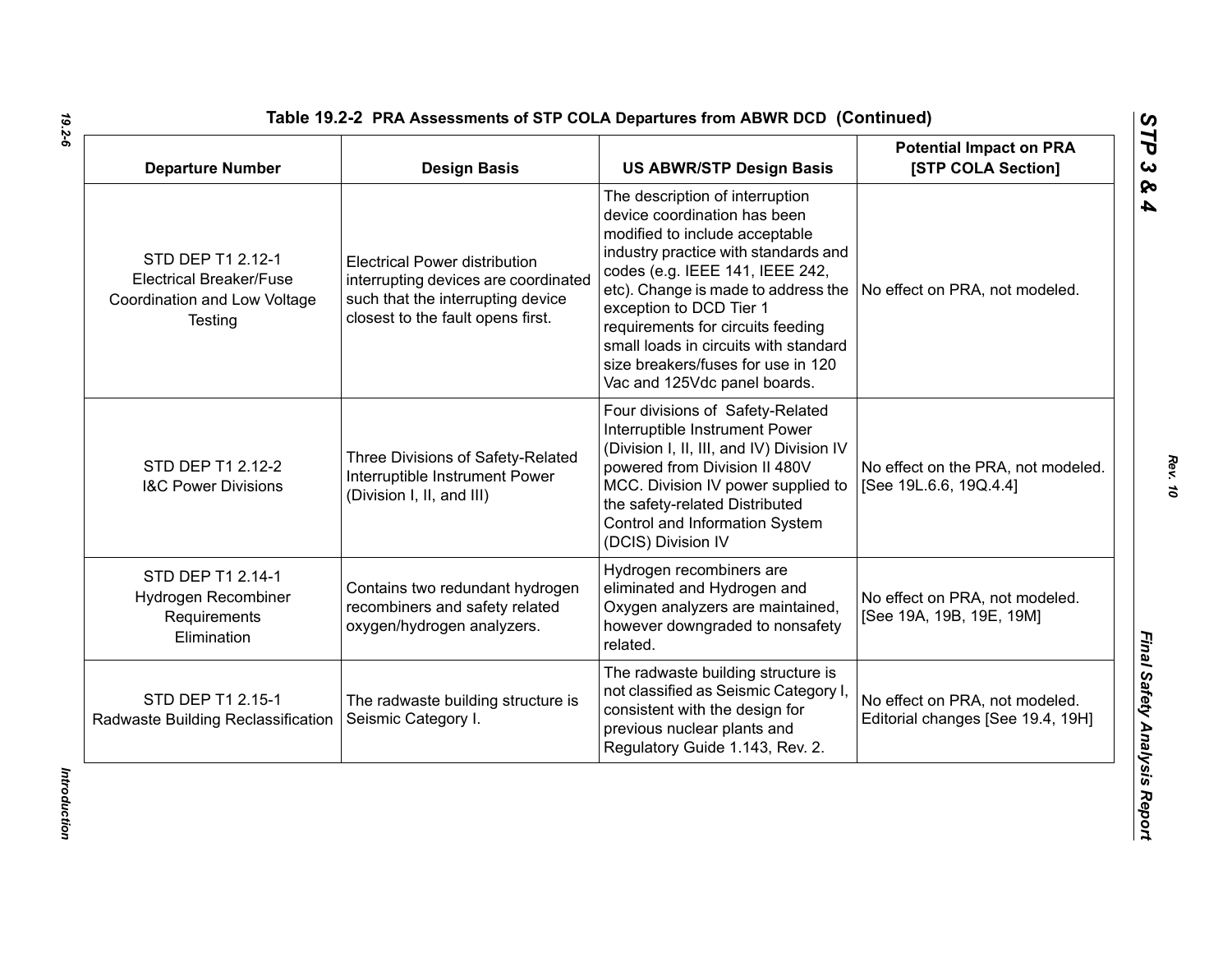**Table 19.2-2 PRA Assessments of STP COLA Departures from ABWR DCD (Continued)**

| Departure Number | Design Basis | US ABWR/STP Design Basis | Potential Impact on PRA [STP COLA Section] |
|---|---|---|---|
| STD DEP T1 2.12-1 Electrical Breaker/Fuse Coordination and Low Voltage Testing | Electrical Power distribution interrupting devices are coordinated such that the interrupting device closest to the fault opens first. | The description of interruption device coordination has been modified to include acceptable industry practice with standards and codes (e.g. IEEE 141, IEEE 242, etc). Change is made to address the exception to DCD Tier 1 requirements for circuits feeding small loads in circuits with standard size breakers/fuses for use in 120 Vac and 125Vdc panel boards. | No effect on PRA, not modeled. |
| STD DEP T1 2.12-2 I&C Power Divisions | Three Divisions of Safety-Related Interruptible Instrument Power (Division I, II, and III) | Four divisions of Safety-Related Interruptible Instrument Power (Division I, II, III, and IV) Division IV powered from Division II 480V MCC. Division IV power supplied to the safety-related Distributed Control and Information System (DCIS) Division IV | No effect on the PRA, not modeled. [See 19L.6.6, 19Q.4.4] |
| STD DEP T1 2.14-1 Hydrogen Recombiner Requirements Elimination | Contains two redundant hydrogen recombiners and safety related oxygen/hydrogen analyzers. | Hydrogen recombiners are eliminated and Hydrogen and Oxygen analyzers are maintained, however downgraded to nonsafety related. | No effect on PRA, not modeled. [See 19A, 19B, 19E, 19M] |
| STD DEP T1 2.15-1 Radwaste Building Reclassification | The radwaste building structure is Seismic Category I. | The radwaste building structure is not classified as Seismic Category I, consistent with the design for previous nuclear plants and Regulatory Guide 1.143, Rev. 2. | No effect on PRA, not modeled. Editorial changes [See 19.4, 19H] |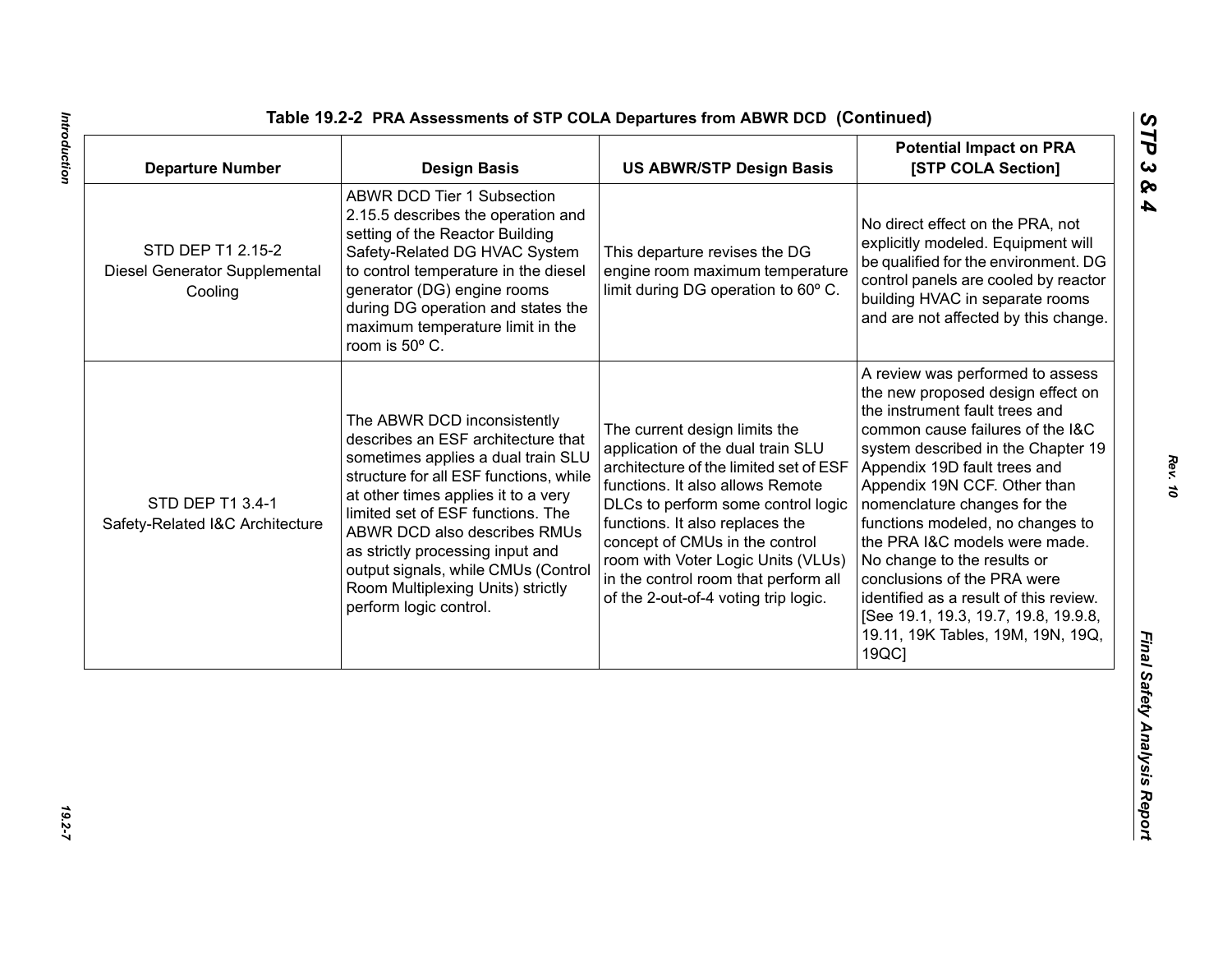**Table 19.2-2 PRA Assessments of STP COLA Departures from ABWR DCD (Continued)**

| Departure Number | Design Basis | US ABWR/STP Design Basis | Potential Impact on PRA [STP COLA Section] |
|---|---|---|---|
| STD DEP T1 2.15-2 Diesel Generator Supplemental Cooling | ABWR DCD Tier 1 Subsection 2.15.5 describes the operation and setting of the Reactor Building Safety-Related DG HVAC System to control temperature in the diesel generator (DG) engine rooms during DG operation and states the maximum temperature limit in the room is 50º C. | This departure revises the DG engine room maximum temperature limit during DG operation to 60º C. | No direct effect on the PRA, not explicitly modeled. Equipment will be qualified for the environment. DG control panels are cooled by reactor building HVAC in separate rooms and are not affected by this change. |
| STD DEP T1 3.4-1 Safety-Related I&C Architecture | The ABWR DCD inconsistently describes an ESF architecture that sometimes applies a dual train SLU structure for all ESF functions, while at other times applies it to a very limited set of ESF functions. The ABWR DCD also describes RMUs as strictly processing input and output signals, while CMUs (Control Room Multiplexing Units) strictly perform logic control. | The current design limits the application of the dual train SLU architecture of the limited set of ESF functions. It also allows Remote DLCs to perform some control logic functions. It also replaces the concept of CMUs in the control room with Voter Logic Units (VLUs) in the control room that perform all of the 2-out-of-4 voting trip logic. | A review was performed to assess the new proposed design effect on the instrument fault trees and common cause failures of the I&C system described in the Chapter 19 Appendix 19D fault trees and Appendix 19N CCF. Other than nomenclature changes for the functions modeled, no changes to the PRA I&C models were made. No change to the results or conclusions of the PRA were identified as a result of this review. [See 19.1, 19.3, 19.7, 19.8, 19.9.8, 19.11, 19K Tables, 19M, 19N, 19Q, 19QC] |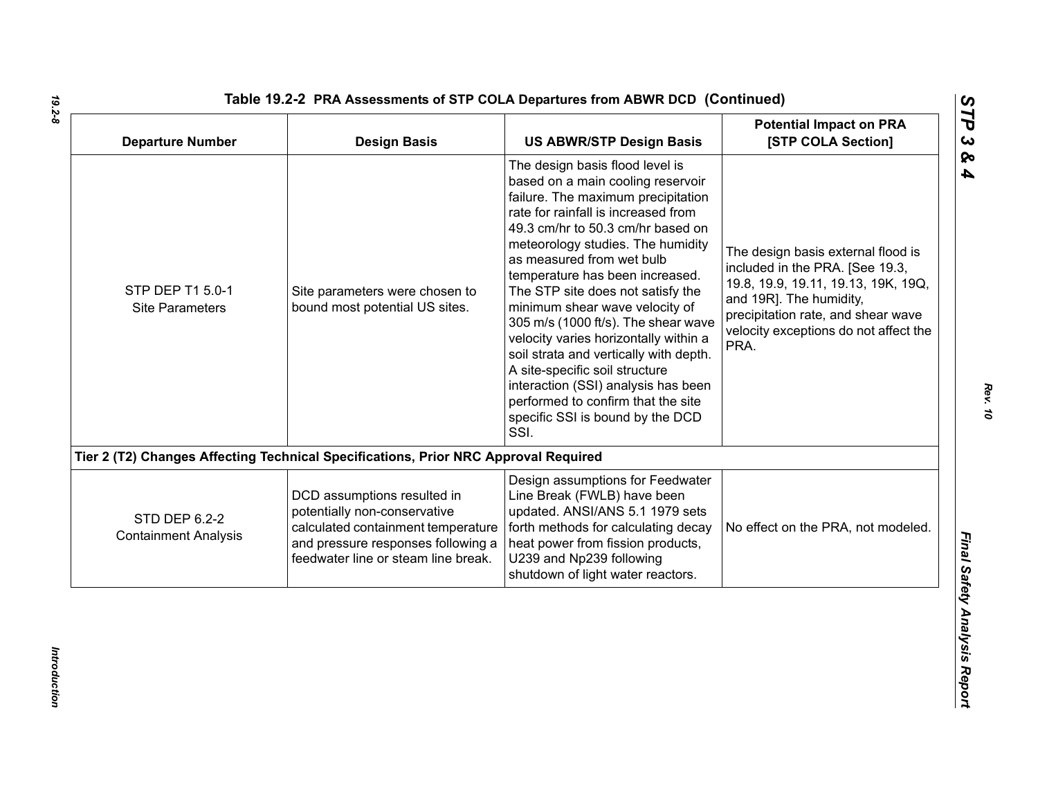## Table 19.2-2 PRA Assessments of STP COLA Departures from ABWR DCD (Continued)

| Departure Number | Design Basis | US ABWR/STP Design Basis | Potential Impact on PRA [STP COLA Section] |
|---|---|---|---|
| STP DEP T1 5.0-1 Site Parameters | Site parameters were chosen to bound most potential US sites. | The design basis flood level is based on a main cooling reservoir failure. The maximum precipitation rate for rainfall is increased from 49.3 cm/hr to 50.3 cm/hr based on meteorology studies. The humidity as measured from wet bulb temperature has been increased. The STP site does not satisfy the minimum shear wave velocity of 305 m/s (1000 ft/s). The shear wave velocity varies horizontally within a soil strata and vertically with depth. A site-specific soil structure interaction (SSI) analysis has been performed to confirm that the site specific SSI is bound by the DCD SSI. | The design basis external flood is included in the PRA. [See 19.3, 19.8, 19.9, 19.11, 19.13, 19K, 19Q, and 19R]. The humidity, precipitation rate, and shear wave velocity exceptions do not affect the PRA. |
| **Tier 2 (T2) Changes Affecting Technical Specifications, Prior NRC Approval Required** | | | |
| STD DEP 6.2-2 Containment Analysis | DCD assumptions resulted in potentially non-conservative calculated containment temperature and pressure responses following a feedwater line or steam line break. | Design assumptions for Feedwater Line Break (FWLB) have been updated. ANSI/ANS 5.1 1979 sets forth methods for calculating decay heat power from fission products, U239 and Np239 following shutdown of light water reactors. | No effect on the PRA, not modeled. |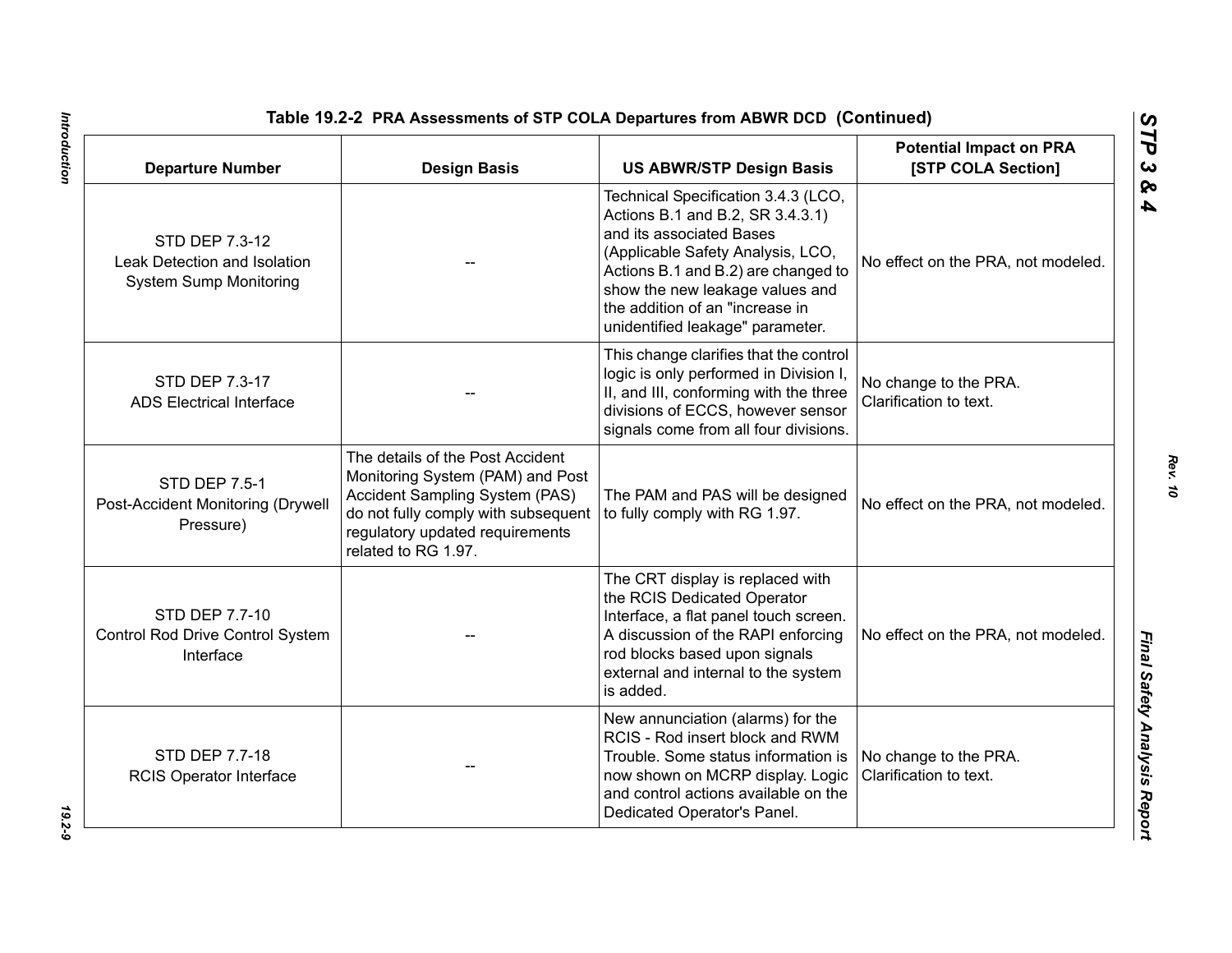**Table 19.2-2 PRA Assessments of STP COLA Departures from ABWR DCD (Continued)**

| Departure Number | Design Basis | US ABWR/STP Design Basis | Potential Impact on PRA [STP COLA Section] |
|---|---|---|---|
| STD DEP 7.3-12 Leak Detection and Isolation System Sump Monitoring | -- | Technical Specification 3.4.3 (LCO, Actions B.1 and B.2, SR 3.4.3.1) and its associated Bases (Applicable Safety Analysis, LCO, Actions B.1 and B.2) are changed to show the new leakage values and the addition of an "increase in unidentified leakage" parameter. | No effect on the PRA, not modeled. |
| STD DEP 7.3-17 ADS Electrical Interface | -- | This change clarifies that the control logic is only performed in Division I, II, and III, conforming with the three divisions of ECCS, however sensor signals come from all four divisions. | No change to the PRA. Clarification to text. |
| STD DEP 7.5-1 Post-Accident Monitoring (Drywell Pressure) | The details of the Post Accident Monitoring System (PAM) and Post Accident Sampling System (PAS) do not fully comply with subsequent regulatory updated requirements related to RG 1.97. | The PAM and PAS will be designed to fully comply with RG 1.97. | No effect on the PRA, not modeled. |
| STD DEP 7.7-10 Control Rod Drive Control System Interface | -- | The CRT display is replaced with the RCIS Dedicated Operator Interface, a flat panel touch screen. A discussion of the RAPI enforcing rod blocks based upon signals external and internal to the system is added. | No effect on the PRA, not modeled. |
| STD DEP 7.7-18 RCIS Operator Interface | -- | New annunciation (alarms) for the RCIS - Rod insert block and RWM Trouble. Some status information is now shown on MCRP display. Logic and control actions available on the Dedicated Operator's Panel. | No change to the PRA. Clarification to text. |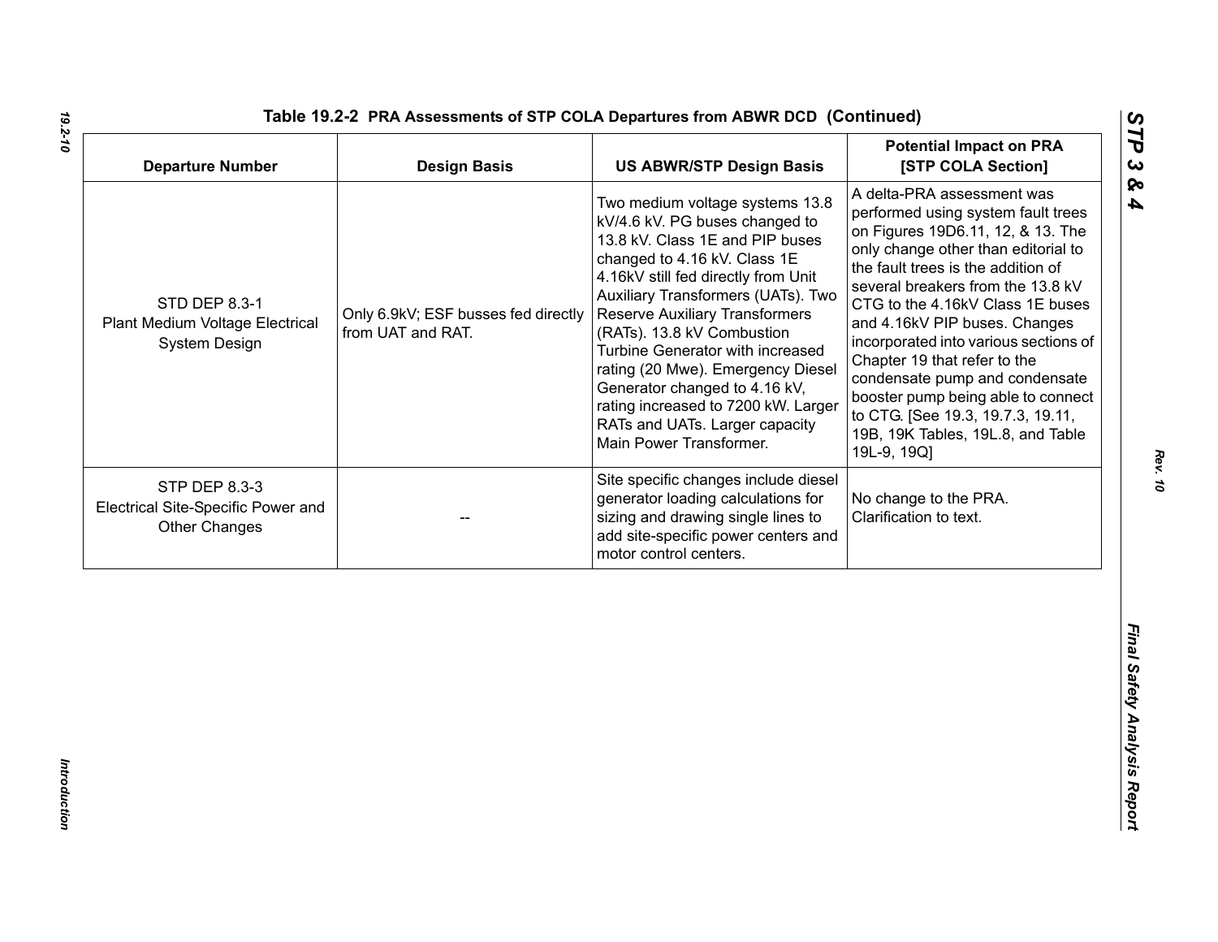**Table 19.2-2 PRA Assessments of STP COLA Departures from ABWR DCD (Continued)**

| Departure Number | Design Basis | US ABWR/STP Design Basis | Potential Impact on PRA [STP COLA Section] |
|---|---|---|---|
| STD DEP 8.3-1 Plant Medium Voltage Electrical System Design | Only 6.9kV; ESF busses fed directly from UAT and RAT. | Two medium voltage systems 13.8 kV/4.6 kV. PG buses changed to 13.8 kV. Class 1E and PIP buses changed to 4.16 kV. Class 1E 4.16kV still fed directly from Unit Auxiliary Transformers (UATs). Two Reserve Auxiliary Transformers (RATs). 13.8 kV Combustion Turbine Generator with increased rating (20 Mwe). Emergency Diesel Generator changed to 4.16 kV, rating increased to 7200 kW. Larger RATs and UATs. Larger capacity Main Power Transformer. | A delta-PRA assessment was performed using system fault trees on Figures 19D6.11, 12, & 13. The only change other than editorial to the fault trees is the addition of several breakers from the 13.8 kV CTG to the 4.16kV Class 1E buses and 4.16kV PIP buses. Changes incorporated into various sections of Chapter 19 that refer to the condensate pump and condensate booster pump being able to connect to CTG. [See 19.3, 19.7.3, 19.11, 19B, 19K Tables, 19L.8, and Table 19L-9, 19Q] |
| STP DEP 8.3-3 Electrical Site-Specific Power and Other Changes | -- | Site specific changes include diesel generator loading calculations for sizing and drawing single lines to add site-specific power centers and motor control centers. | No change to the PRA. Clarification to text. |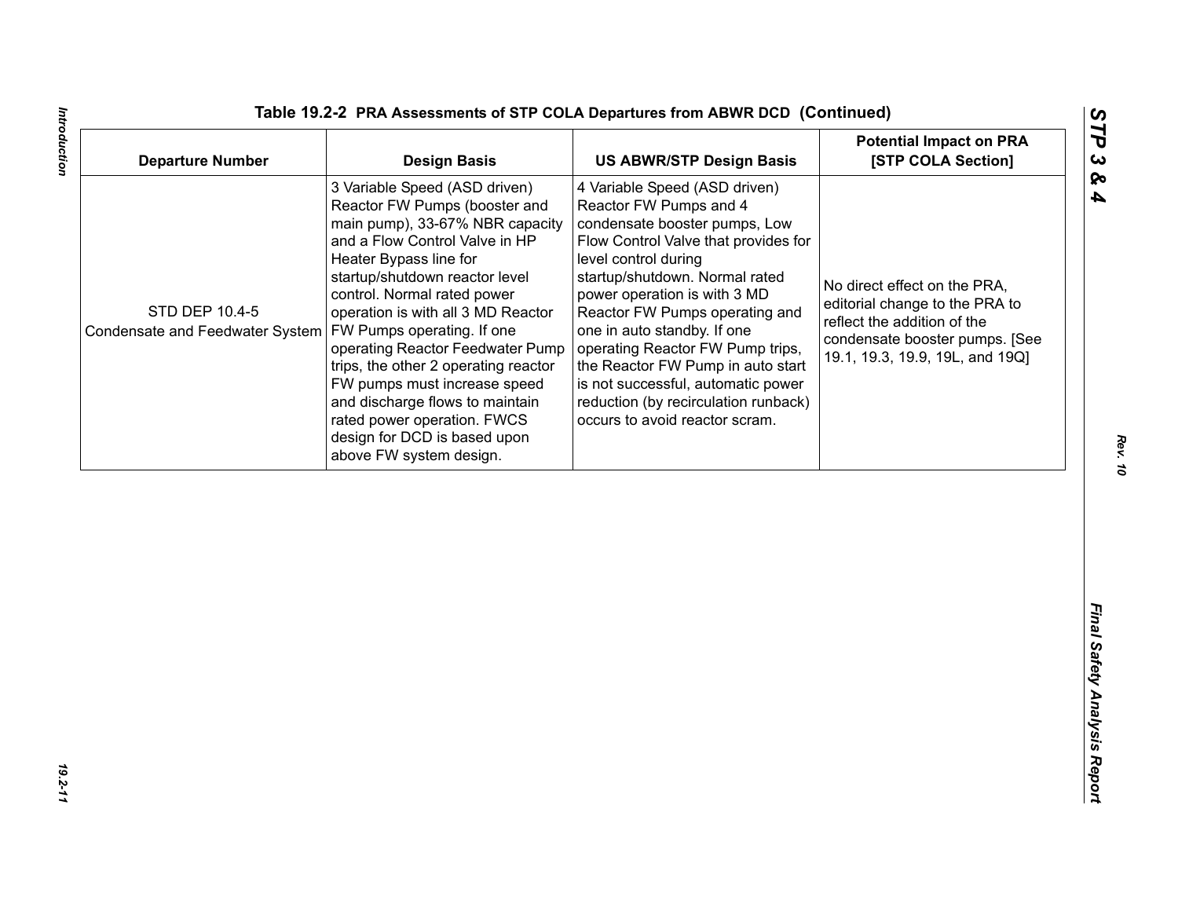**Table 19.2-2 PRA Assessments of STP COLA Departures from ABWR DCD (Continued)**

| Departure Number | Design Basis | US ABWR/STP Design Basis | Potential Impact on PRA [STP COLA Section] |
|---|---|---|---|
| STD DEP 10.4-5 Condensate and Feedwater System | 3 Variable Speed (ASD driven) Reactor FW Pumps (booster and main pump), 33-67% NBR capacity and a Flow Control Valve in HP Heater Bypass line for startup/shutdown reactor level control. Normal rated power operation is with all 3 MD Reactor FW Pumps operating. If one operating Reactor Feedwater Pump trips, the other 2 operating reactor FW pumps must increase speed and discharge flows to maintain rated power operation. FWCS design for DCD is based upon above FW system design. | 4 Variable Speed (ASD driven) Reactor FW Pumps and 4 condensate booster pumps, Low Flow Control Valve that provides for level control during startup/shutdown. Normal rated power operation is with 3 MD Reactor FW Pumps operating and one in auto standby. If one operating Reactor FW Pump trips, the Reactor FW Pump in auto start is not successful, automatic power reduction (by recirculation runback) occurs to avoid reactor scram. | No direct effect on the PRA, editorial change to the PRA to reflect the addition of the condensate booster pumps. [See 19.1, 19.3, 19.9, 19L, and 19Q] |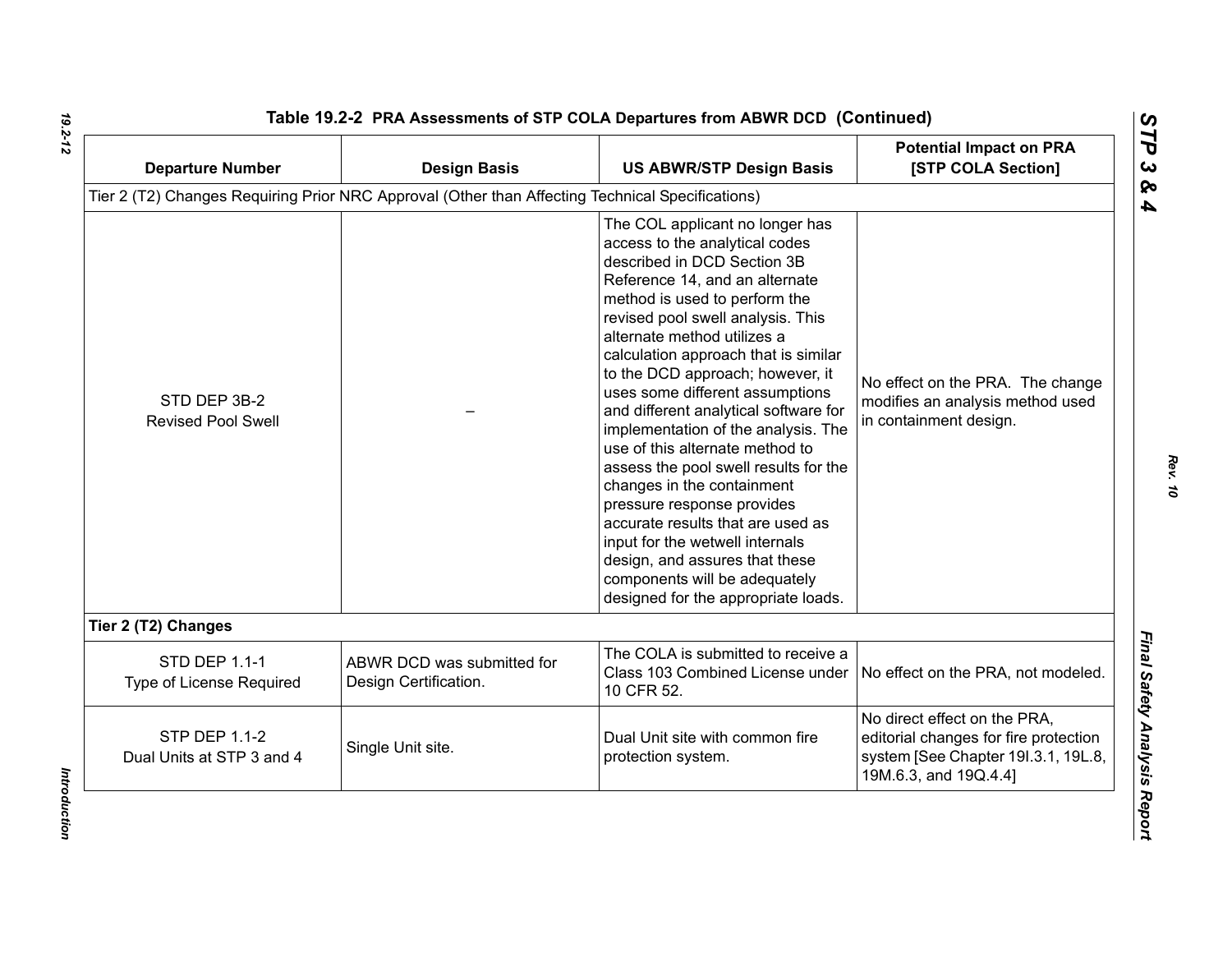**Table 19.2-2 PRA Assessments of STP COLA Departures from ABWR DCD (Continued)**

| Departure Number | Design Basis | US ABWR/STP Design Basis | Potential Impact on PRA [STP COLA Section] |
|---|---|---|---|
| Tier 2 (T2) Changes Requiring Prior NRC Approval (Other than Affecting Technical Specifications) | | | |
| STD DEP 3B-2 Revised Pool Swell | – | The COL applicant no longer has access to the analytical codes described in DCD Section 3B Reference 14, and an alternate method is used to perform the revised pool swell analysis. This alternate method utilizes a calculation approach that is similar to the DCD approach; however, it uses some different assumptions and different analytical software for implementation of the analysis. The use of this alternate method to assess the pool swell results for the changes in the containment pressure response provides accurate results that are used as input for the wetwell internals design, and assures that these components will be adequately designed for the appropriate loads. | No effect on the PRA. The change modifies an analysis method used in containment design. |
| **Tier 2 (T2) Changes** | | | |
| STD DEP 1.1-1 Type of License Required | ABWR DCD was submitted for Design Certification. | The COLA is submitted to receive a Class 103 Combined License under 10 CFR 52. | No effect on the PRA, not modeled. |
| STP DEP 1.1-2 Dual Units at STP 3 and 4 | Single Unit site. | Dual Unit site with common fire protection system. | No direct effect on the PRA, editorial changes for fire protection system [See Chapter 19I.3.1, 19L.8, 19M.6.3, and 19Q.4.4] |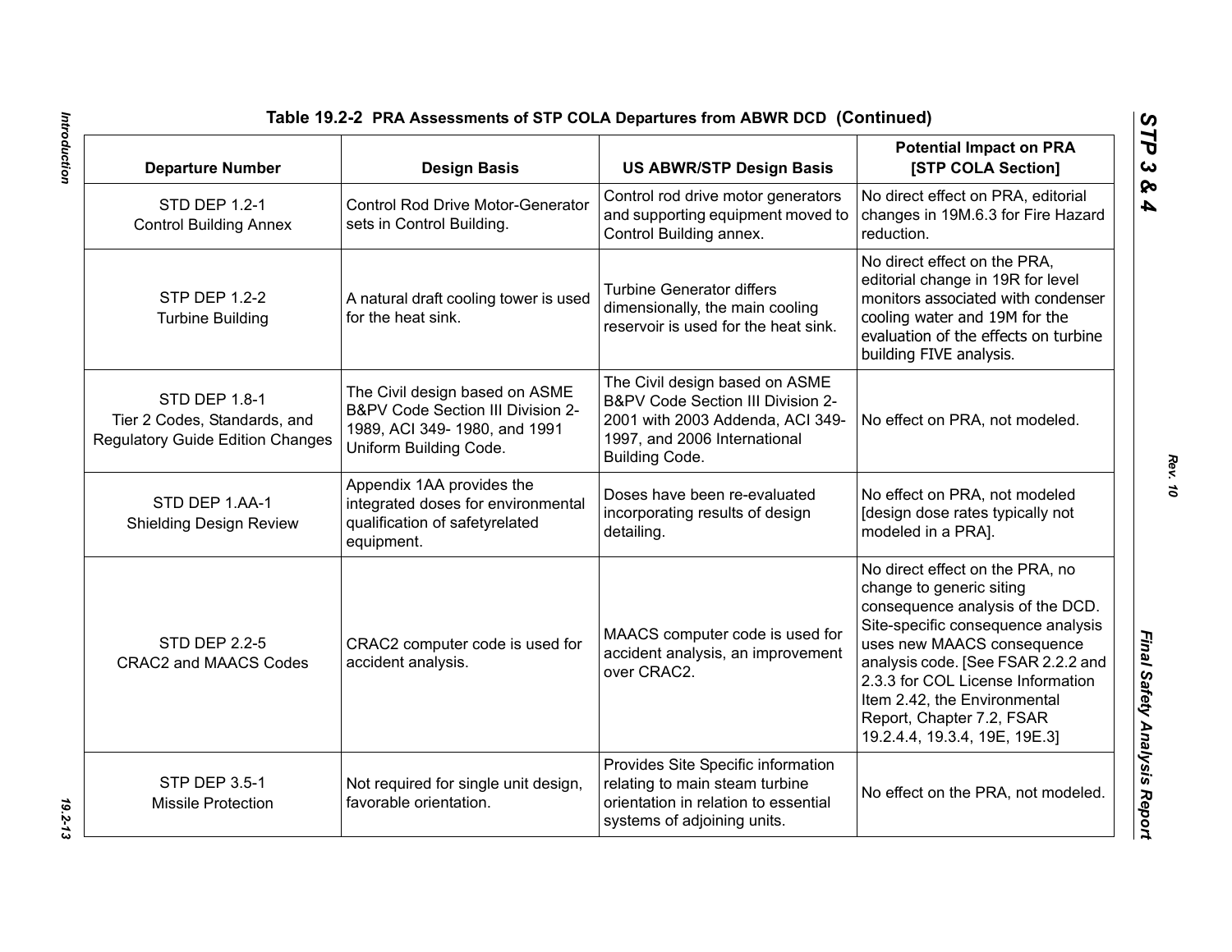**Table 19.2-2 PRA Assessments of STP COLA Departures from ABWR DCD (Continued)**

| Departure Number | Design Basis | US ABWR/STP Design Basis | Potential Impact on PRA [STP COLA Section] |
|---|---|---|---|
| STD DEP 1.2-1 Control Building Annex | Control Rod Drive Motor-Generator sets in Control Building. | Control rod drive motor generators and supporting equipment moved to Control Building annex. | No direct effect on PRA, editorial changes in 19M.6.3 for Fire Hazard reduction. |
| STP DEP 1.2-2 Turbine Building | A natural draft cooling tower is used for the heat sink. | Turbine Generator differs dimensionally, the main cooling reservoir is used for the heat sink. | No direct effect on the PRA, editorial change in 19R for level monitors associated with condenser cooling water and 19M for the evaluation of the effects on turbine building FIVE analysis. |
| STD DEP 1.8-1 Tier 2 Codes, Standards, and Regulatory Guide Edition Changes | The Civil design based on ASME B&PV Code Section III Division 2-1989, ACI 349- 1980, and 1991 Uniform Building Code. | The Civil design based on ASME B&PV Code Section III Division 2-2001 with 2003 Addenda, ACI 349-1997, and 2006 International Building Code. | No effect on PRA, not modeled. |
| STD DEP 1.AA-1 Shielding Design Review | Appendix 1AA provides the integrated doses for environmental qualification of safetyrelated equipment. | Doses have been re-evaluated incorporating results of design detailing. | No effect on PRA, not modeled [design dose rates typically not modeled in a PRA]. |
| STD DEP 2.2-5 CRAC2 and MAACS Codes | CRAC2 computer code is used for accident analysis. | MAACS computer code is used for accident analysis, an improvement over CRAC2. | No direct effect on the PRA, no change to generic siting consequence analysis of the DCD. Site-specific consequence analysis uses new MAACS consequence analysis code. [See FSAR 2.2.2 and 2.3.3 for COL License Information Item 2.42, the Environmental Report, Chapter 7.2, FSAR 19.2.4.4, 19.3.4, 19E, 19E.3] |
| STP DEP 3.5-1 Missile Protection | Not required for single unit design, favorable orientation. | Provides Site Specific information relating to main steam turbine orientation in relation to essential systems of adjoining units. | No effect on the PRA, not modeled. |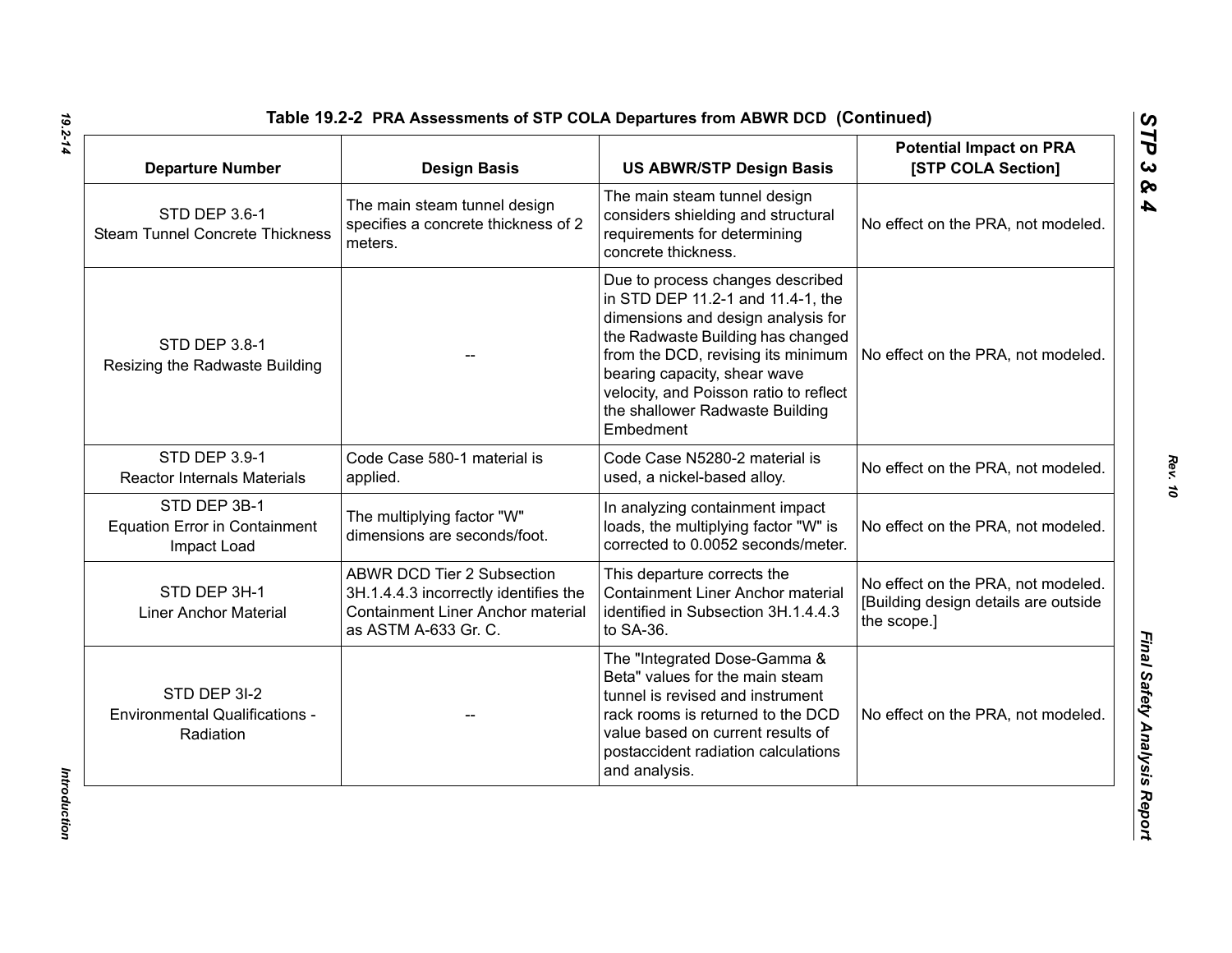**Table 19.2-2 PRA Assessments of STP COLA Departures from ABWR DCD (Continued)**

| Departure Number | Design Basis | US ABWR/STP Design Basis | Potential Impact on PRA [STP COLA Section] |
|---|---|---|---|
| STD DEP 3.6-1 Steam Tunnel Concrete Thickness | The main steam tunnel design specifies a concrete thickness of 2 meters. | The main steam tunnel design considers shielding and structural requirements for determining concrete thickness. | No effect on the PRA, not modeled. |
| STD DEP 3.8-1 Resizing the Radwaste Building | -- | Due to process changes described in STD DEP 11.2-1 and 11.4-1, the dimensions and design analysis for the Radwaste Building has changed from the DCD, revising its minimum bearing capacity, shear wave velocity, and Poisson ratio to reflect the shallower Radwaste Building Embedment | No effect on the PRA, not modeled. |
| STD DEP 3.9-1 Reactor Internals Materials | Code Case 580-1 material is applied. | Code Case N5280-2 material is used, a nickel-based alloy. | No effect on the PRA, not modeled. |
| STD DEP 3B-1 Equation Error in Containment Impact Load | The multiplying factor "W" dimensions are seconds/foot. | In analyzing containment impact loads, the multiplying factor "W" is corrected to 0.0052 seconds/meter. | No effect on the PRA, not modeled. |
| STD DEP 3H-1 Liner Anchor Material | ABWR DCD Tier 2 Subsection 3H.1.4.4.3 incorrectly identifies the Containment Liner Anchor material as ASTM A-633 Gr. C. | This departure corrects the Containment Liner Anchor material identified in Subsection 3H.1.4.4.3 to SA-36. | No effect on the PRA, not modeled. [Building design details are outside the scope.] |
| STD DEP 3I-2 Environmental Qualifications - Radiation | -- | The "Integrated Dose-Gamma & Beta" values for the main steam tunnel is revised and instrument rack rooms is returned to the DCD value based on current results of postaccident radiation calculations and analysis. | No effect on the PRA, not modeled. |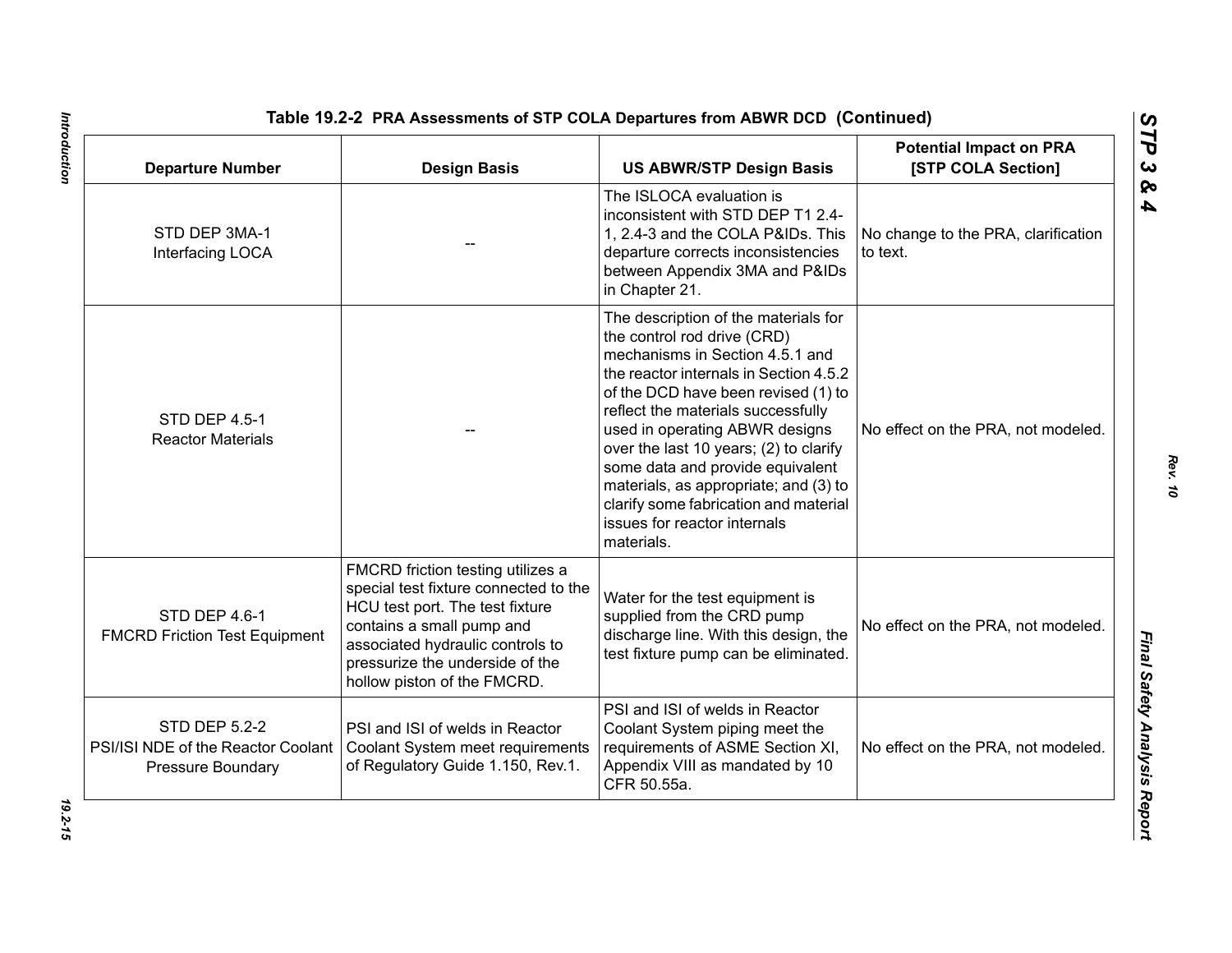**Table 19.2-2 PRA Assessments of STP COLA Departures from ABWR DCD (Continued)**

| Departure Number | Design Basis | US ABWR/STP Design Basis | Potential Impact on PRA [STP COLA Section] |
|---|---|---|---|
| STD DEP 3MA-1 Interfacing LOCA | -- | The ISLOCA evaluation is inconsistent with STD DEP T1 2.4-1, 2.4-3 and the COLA P&IDs. This departure corrects inconsistencies between Appendix 3MA and P&IDs in Chapter 21. | No change to the PRA, clarification to text. |
| STD DEP 4.5-1 Reactor Materials | -- | The description of the materials for the control rod drive (CRD) mechanisms in Section 4.5.1 and the reactor internals in Section 4.5.2 of the DCD have been revised (1) to reflect the materials successfully used in operating ABWR designs over the last 10 years; (2) to clarify some data and provide equivalent materials, as appropriate; and (3) to clarify some fabrication and material issues for reactor internals materials. | No effect on the PRA, not modeled. |
| STD DEP 4.6-1 FMCRD Friction Test Equipment | FMCRD friction testing utilizes a special test fixture connected to the HCU test port. The test fixture contains a small pump and associated hydraulic controls to pressurize the underside of the hollow piston of the FMCRD. | Water for the test equipment is supplied from the CRD pump discharge line. With this design, the test fixture pump can be eliminated. | No effect on the PRA, not modeled. |
| STD DEP 5.2-2 PSI/ISI NDE of the Reactor Coolant Pressure Boundary | PSI and ISI of welds in Reactor Coolant System meet requirements of Regulatory Guide 1.150, Rev.1. | PSI and ISI of welds in Reactor Coolant System piping meet the requirements of ASME Section XI, Appendix VIII as mandated by 10 CFR 50.55a. | No effect on the PRA, not modeled. |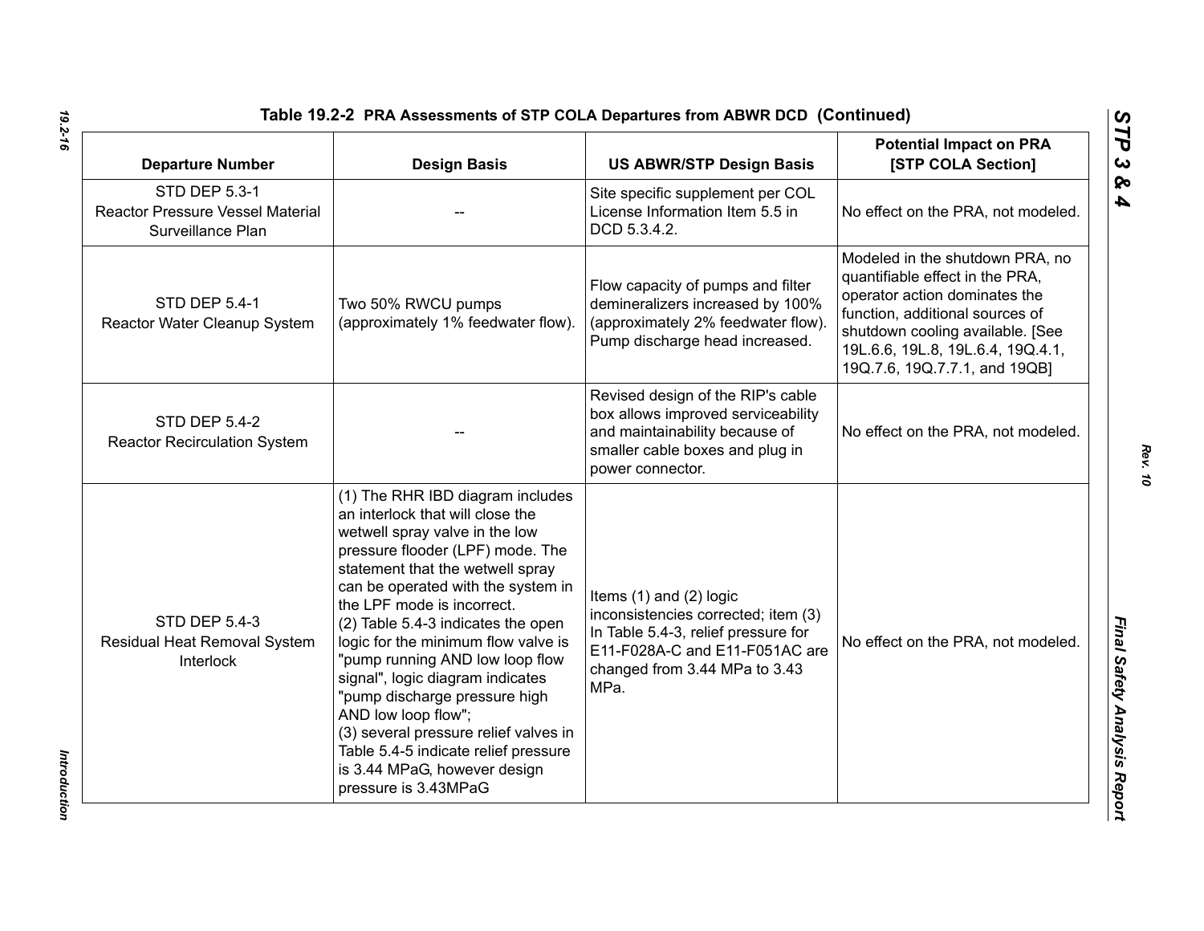**Table 19.2-2 PRA Assessments of STP COLA Departures from ABWR DCD (Continued)**

| Departure Number | Design Basis | US ABWR/STP Design Basis | Potential Impact on PRA [STP COLA Section] |
|---|---|---|---|
| STD DEP 5.3-1 Reactor Pressure Vessel Material Surveillance Plan | -- | Site specific supplement per COL License Information Item 5.5 in DCD 5.3.4.2. | No effect on the PRA, not modeled. |
| STD DEP 5.4-1 Reactor Water Cleanup System | Two 50% RWCU pumps (approximately 1% feedwater flow). | Flow capacity of pumps and filter demineralizers increased by 100% (approximately 2% feedwater flow). Pump discharge head increased. | Modeled in the shutdown PRA, no quantifiable effect in the PRA, operator action dominates the function, additional sources of shutdown cooling available. [See 19L.6.6, 19L.8, 19L.6.4, 19Q.4.1, 19Q.7.6, 19Q.7.7.1, and 19QB] |
| STD DEP 5.4-2 Reactor Recirculation System | -- | Revised design of the RIP's cable box allows improved serviceability and maintainability because of smaller cable boxes and plug in power connector. | No effect on the PRA, not modeled. |
| STD DEP 5.4-3 Residual Heat Removal System Interlock | (1) The RHR IBD diagram includes an interlock that will close the wetwell spray valve in the low pressure flooder (LPF) mode. The statement that the wetwell spray can be operated with the system in the LPF mode is incorrect.<br>(2) Table 5.4-3 indicates the open logic for the minimum flow valve is "pump running AND low loop flow signal", logic diagram indicates "pump discharge pressure high AND low loop flow";<br>(3) several pressure relief valves in Table 5.4-5 indicate relief pressure is 3.44 MPaG, however design pressure is 3.43MPaG | Items (1) and (2) logic inconsistencies corrected; item (3) In Table 5.4-3, relief pressure for E11-F028A-C and E11-F051AC are changed from 3.44 MPa to 3.43 MPa. | No effect on the PRA, not modeled. |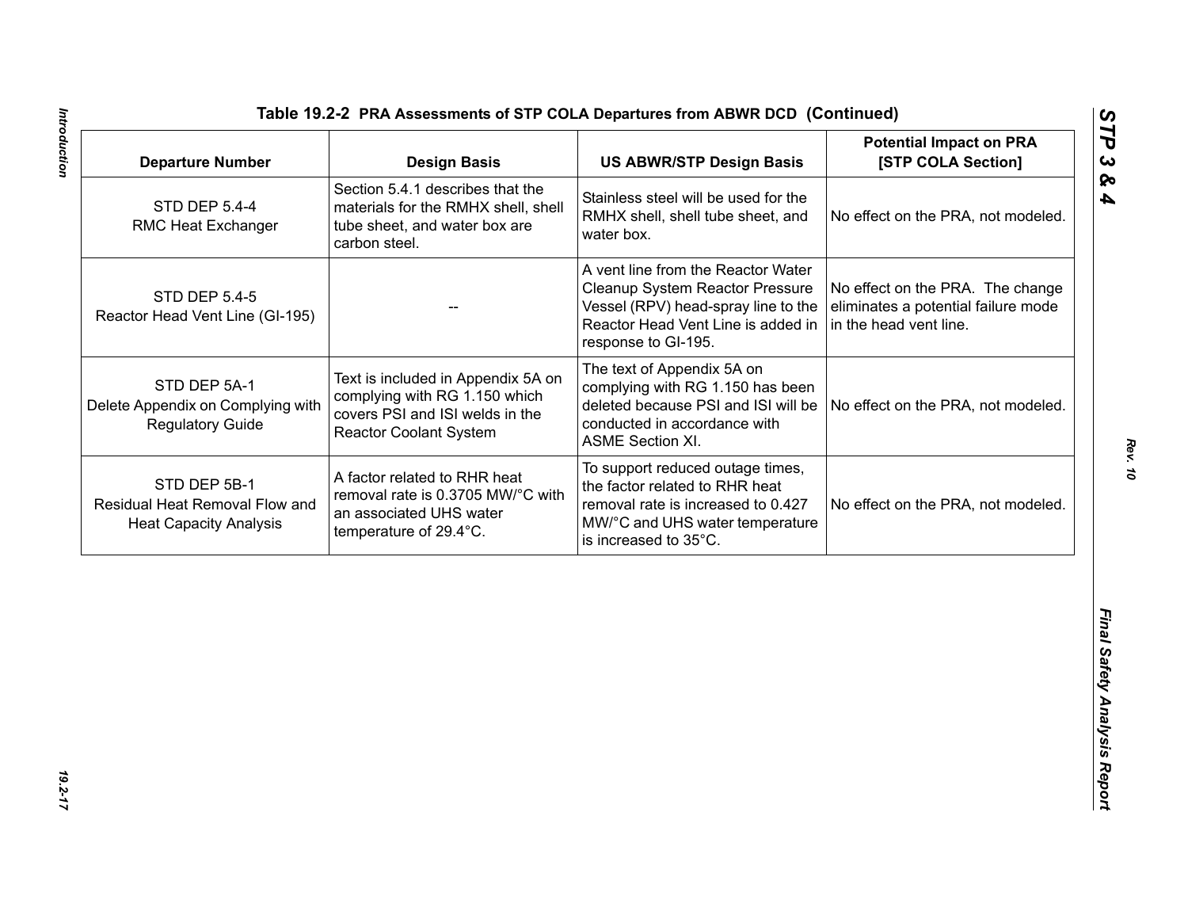**Table 19.2-2 PRA Assessments of STP COLA Departures from ABWR DCD (Continued)**

| Departure Number | Design Basis | US ABWR/STP Design Basis | Potential Impact on PRA [STP COLA Section] |
|---|---|---|---|
| STD DEP 5.4-4 RMC Heat Exchanger | Section 5.4.1 describes that the materials for the RMHX shell, shell tube sheet, and water box are carbon steel. | Stainless steel will be used for the RMHX shell, shell tube sheet, and water box. | No effect on the PRA, not modeled. |
| STD DEP 5.4-5 Reactor Head Vent Line (GI-195) | -- | A vent line from the Reactor Water Cleanup System Reactor Pressure Vessel (RPV) head-spray line to the Reactor Head Vent Line is added in response to GI-195. | No effect on the PRA. The change eliminates a potential failure mode in the head vent line. |
| STD DEP 5A-1 Delete Appendix on Complying with Regulatory Guide | Text is included in Appendix 5A on complying with RG 1.150 which covers PSI and ISI welds in the Reactor Coolant System | The text of Appendix 5A on complying with RG 1.150 has been deleted because PSI and ISI will be conducted in accordance with ASME Section XI. | No effect on the PRA, not modeled. |
| STD DEP 5B-1 Residual Heat Removal Flow and Heat Capacity Analysis | A factor related to RHR heat removal rate is 0.3705 MW/°C with an associated UHS water temperature of 29.4°C. | To support reduced outage times, the factor related to RHR heat removal rate is increased to 0.427 MW/°C and UHS water temperature is increased to 35°C. | No effect on the PRA, not modeled. |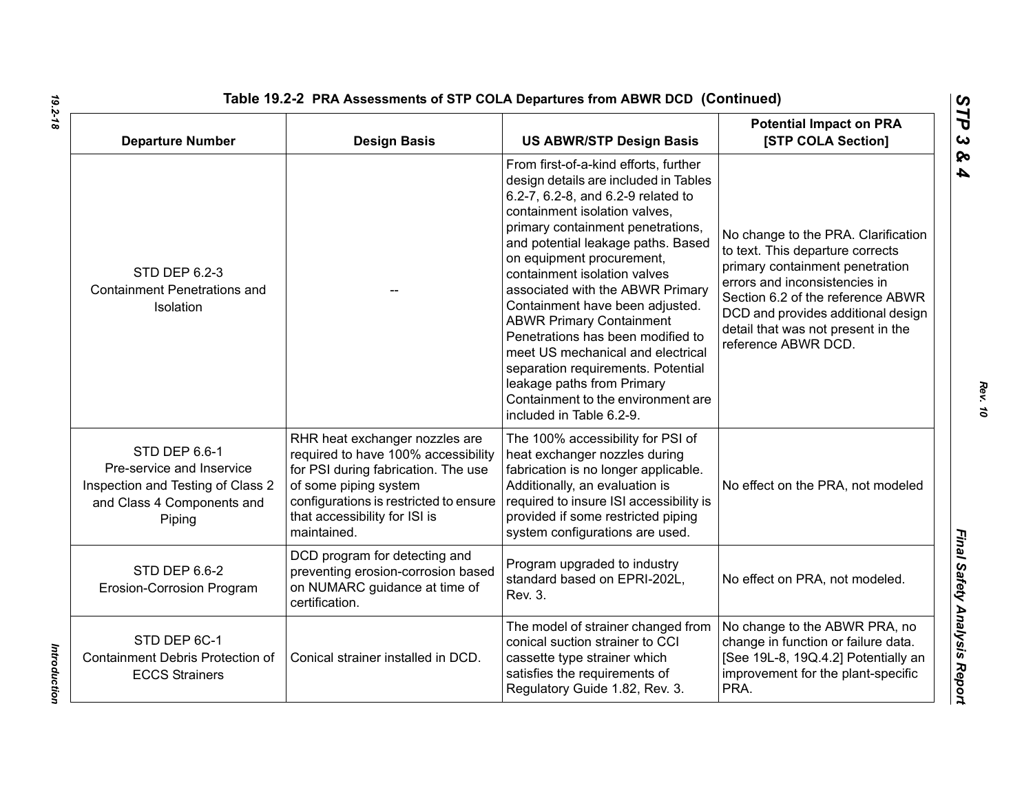**Table 19.2-2 PRA Assessments of STP COLA Departures from ABWR DCD (Continued)**

| Departure Number | Design Basis | US ABWR/STP Design Basis | Potential Impact on PRA [STP COLA Section] |
|---|---|---|---|
| STD DEP 6.2-3 Containment Penetrations and Isolation | -- | From first-of-a-kind efforts, further design details are included in Tables 6.2-7, 6.2-8, and 6.2-9 related to containment isolation valves, primary containment penetrations, and potential leakage paths. Based on equipment procurement, containment isolation valves associated with the ABWR Primary Containment have been adjusted. ABWR Primary Containment Penetrations has been modified to meet US mechanical and electrical separation requirements. Potential leakage paths from Primary Containment to the environment are included in Table 6.2-9. | No change to the PRA. Clarification to text. This departure corrects primary containment penetration errors and inconsistencies in Section 6.2 of the reference ABWR DCD and provides additional design detail that was not present in the reference ABWR DCD. |
| STD DEP 6.6-1 Pre-service and Inservice Inspection and Testing of Class 2 and Class 4 Components and Piping | RHR heat exchanger nozzles are required to have 100% accessibility for PSI during fabrication. The use of some piping system configurations is restricted to ensure that accessibility for ISI is maintained. | The 100% accessibility for PSI of heat exchanger nozzles during fabrication is no longer applicable. Additionally, an evaluation is required to insure ISI accessibility is provided if some restricted piping system configurations are used. | No effect on the PRA, not modeled |
| STD DEP 6.6-2 Erosion-Corrosion Program | DCD program for detecting and preventing erosion-corrosion based on NUMARC guidance at time of certification. | Program upgraded to industry standard based on EPRI-202L, Rev. 3. | No effect on PRA, not modeled. |
| STD DEP 6C-1 Containment Debris Protection of ECCS Strainers | Conical strainer installed in DCD. | The model of strainer changed from conical suction strainer to CCI cassette type strainer which satisfies the requirements of Regulatory Guide 1.82, Rev. 3. | No change to the ABWR PRA, no change in function or failure data. [See 19L-8, 19Q.4.2] Potentially an improvement for the plant-specific PRA. |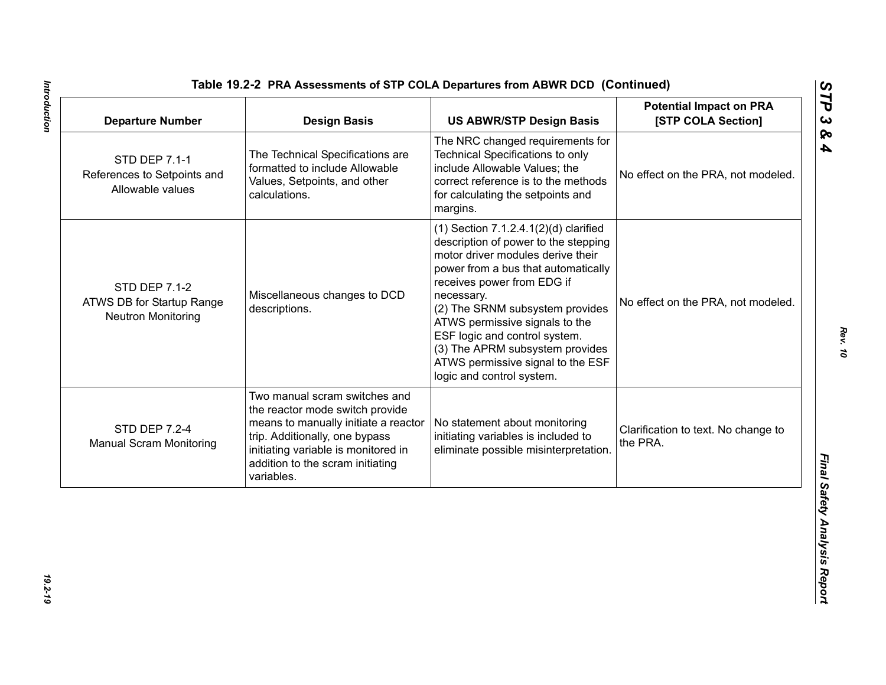**Table 19.2-2 PRA Assessments of STP COLA Departures from ABWR DCD (Continued)**

| Departure Number | Design Basis | US ABWR/STP Design Basis | Potential Impact on PRA [STP COLA Section] |
|---|---|---|---|
| STD DEP 7.1-1 References to Setpoints and Allowable values | The Technical Specifications are formatted to include Allowable Values, Setpoints, and other calculations. | The NRC changed requirements for Technical Specifications to only include Allowable Values; the correct reference is to the methods for calculating the setpoints and margins. | No effect on the PRA, not modeled. |
| STD DEP 7.1-2 ATWS DB for Startup Range Neutron Monitoring | Miscellaneous changes to DCD descriptions. | (1) Section 7.1.2.4.1(2)(d) clarified description of power to the stepping motor driver modules derive their power from a bus that automatically receives power from EDG if necessary.<br>(2) The SRNM subsystem provides ATWS permissive signals to the ESF logic and control system.<br>(3) The APRM subsystem provides ATWS permissive signal to the ESF logic and control system. | No effect on the PRA, not modeled. |
| STD DEP 7.2-4 Manual Scram Monitoring | Two manual scram switches and the reactor mode switch provide means to manually initiate a reactor trip. Additionally, one bypass initiating variable is monitored in addition to the scram initiating variables. | No statement about monitoring initiating variables is included to eliminate possible misinterpretation. | Clarification to text. No change to the PRA. |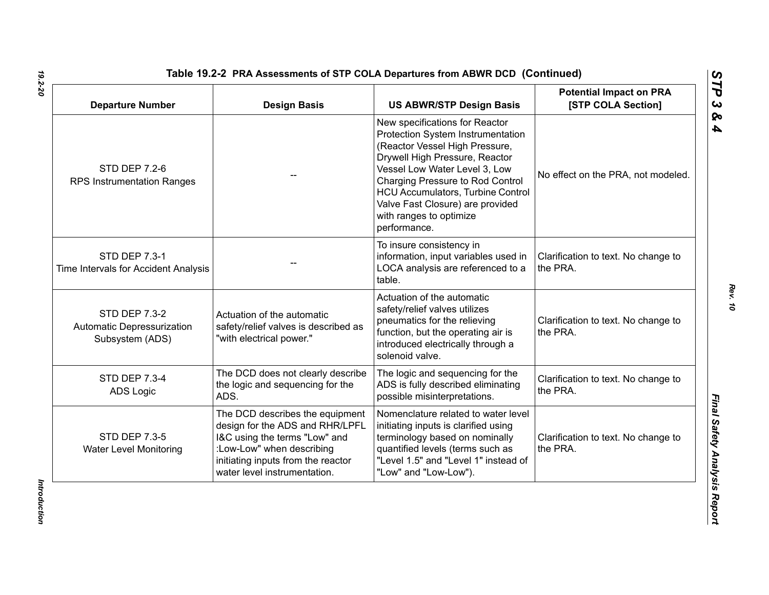**Table 19.2-2 PRA Assessments of STP COLA Departures from ABWR DCD (Continued)**

| Departure Number | Design Basis | US ABWR/STP Design Basis | Potential Impact on PRA [STP COLA Section] |
|---|---|---|---|
| STD DEP 7.2-6<br>RPS Instrumentation Ranges | -- | New specifications for Reactor Protection System Instrumentation (Reactor Vessel High Pressure, Drywell High Pressure, Reactor Vessel Low Water Level 3, Low Charging Pressure to Rod Control HCU Accumulators, Turbine Control Valve Fast Closure) are provided with ranges to optimize performance. | No effect on the PRA, not modeled. |
| STD DEP 7.3-1<br>Time Intervals for Accident Analysis | -- | To insure consistency in information, input variables used in LOCA analysis are referenced to a table. | Clarification to text. No change to the PRA. |
| STD DEP 7.3-2<br>Automatic Depressurization Subsystem (ADS) | Actuation of the automatic safety/relief valves is described as "with electrical power." | Actuation of the automatic safety/relief valves utilizes pneumatics for the relieving function, but the operating air is introduced electrically through a solenoid valve. | Clarification to text. No change to the PRA. |
| STD DEP 7.3-4<br>ADS Logic | The DCD does not clearly describe the logic and sequencing for the ADS. | The logic and sequencing for the ADS is fully described eliminating possible misinterpretations. | Clarification to text. No change to the PRA. |
| STD DEP 7.3-5<br>Water Level Monitoring | The DCD describes the equipment design for the ADS and RHR/LPFL I&C using the terms "Low" and :Low-Low" when describing initiating inputs from the reactor water level instrumentation. | Nomenclature related to water level initiating inputs is clarified using terminology based on nominally quantified levels (terms such as "Level 1.5" and "Level 1" instead of "Low" and "Low-Low"). | Clarification to text. No change to the PRA. |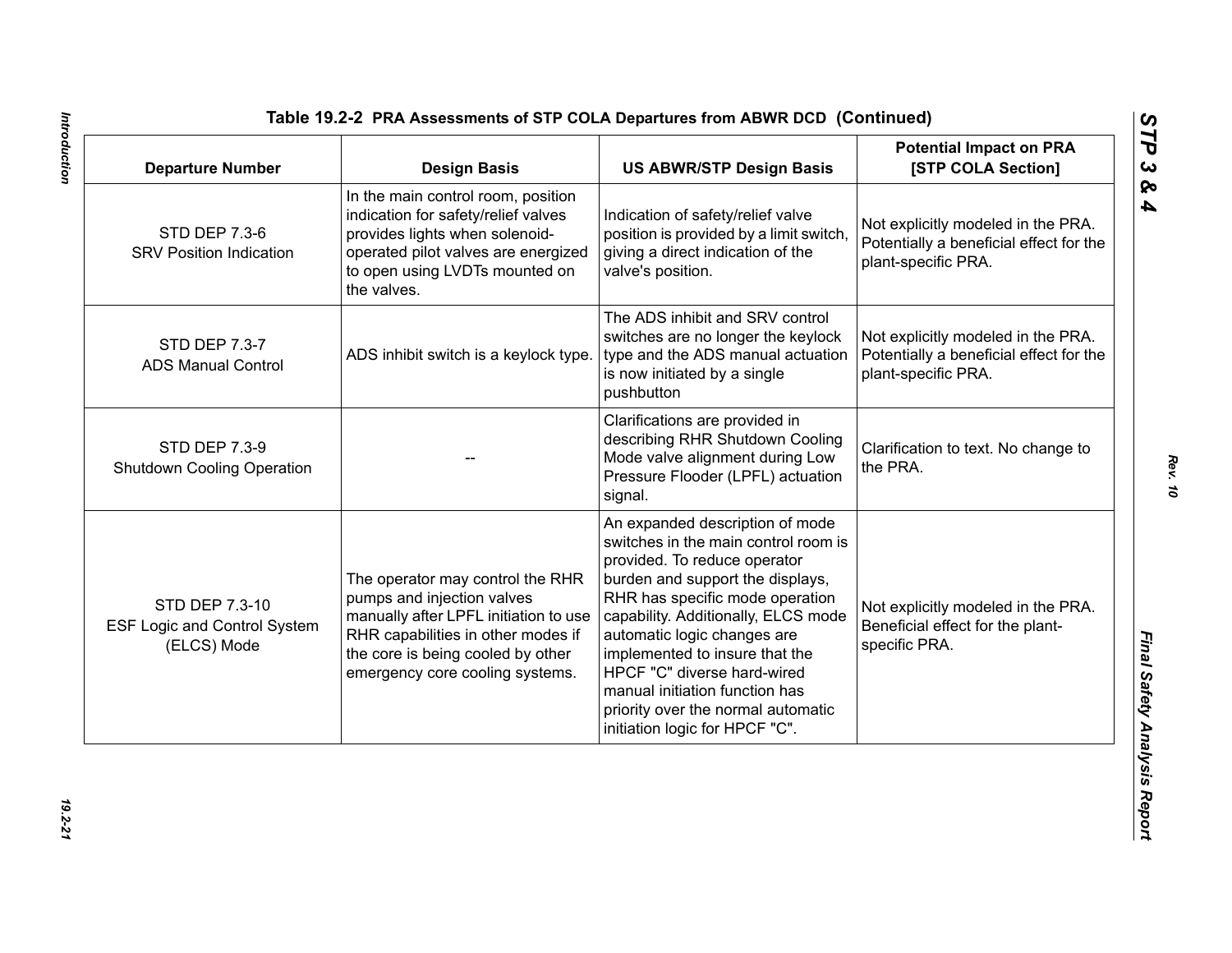**Table 19.2-2 PRA Assessments of STP COLA Departures from ABWR DCD (Continued)**

| Departure Number | Design Basis | US ABWR/STP Design Basis | Potential Impact on PRA [STP COLA Section] |
|---|---|---|---|
| STD DEP 7.3-6 SRV Position Indication | In the main control room, position indication for safety/relief valves provides lights when solenoid-operated pilot valves are energized to open using LVDTs mounted on the valves. | Indication of safety/relief valve position is provided by a limit switch, giving a direct indication of the valve's position. | Not explicitly modeled in the PRA. Potentially a beneficial effect for the plant-specific PRA. |
| STD DEP 7.3-7 ADS Manual Control | ADS inhibit switch is a keylock type. | The ADS inhibit and SRV control switches are no longer the keylock type and the ADS manual actuation is now initiated by a single pushbutton | Not explicitly modeled in the PRA. Potentially a beneficial effect for the plant-specific PRA. |
| STD DEP 7.3-9 Shutdown Cooling Operation | -- | Clarifications are provided in describing RHR Shutdown Cooling Mode valve alignment during Low Pressure Flooder (LPFL) actuation signal. | Clarification to text. No change to the PRA. |
| STD DEP 7.3-10 ESF Logic and Control System (ELCS) Mode | The operator may control the RHR pumps and injection valves manually after LPFL initiation to use RHR capabilities in other modes if the core is being cooled by other emergency core cooling systems. | An expanded description of mode switches in the main control room is provided. To reduce operator burden and support the displays, RHR has specific mode operation capability. Additionally, ELCS mode automatic logic changes are implemented to insure that the HPCF "C" diverse hard-wired manual initiation function has priority over the normal automatic initiation logic for HPCF "C". | Not explicitly modeled in the PRA. Beneficial effect for the plant-specific PRA. |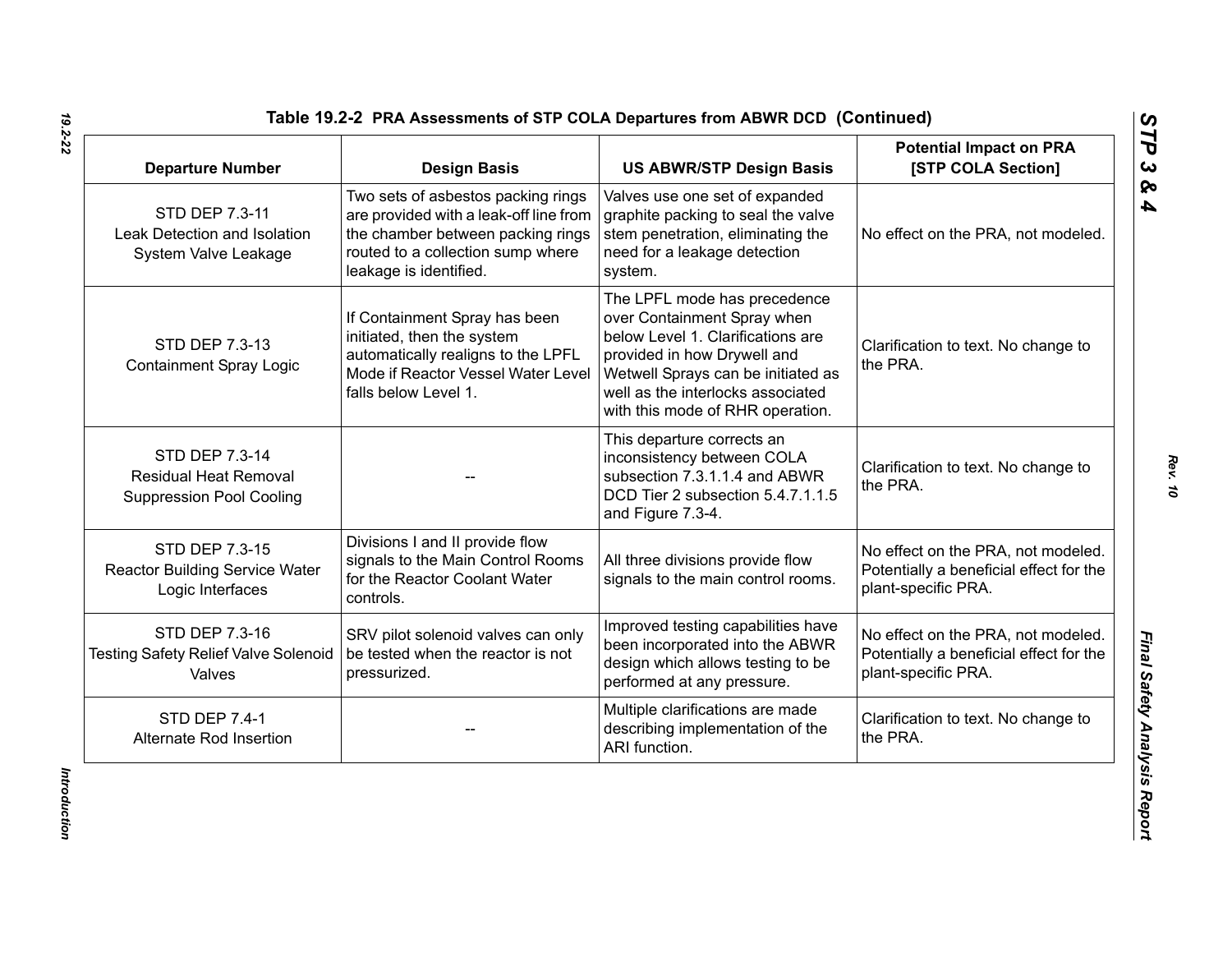**Table 19.2-2 PRA Assessments of STP COLA Departures from ABWR DCD (Continued)**

| Departure Number | Design Basis | US ABWR/STP Design Basis | Potential Impact on PRA [STP COLA Section] |
|---|---|---|---|
| STD DEP 7.3-11 Leak Detection and Isolation System Valve Leakage | Two sets of asbestos packing rings are provided with a leak-off line from the chamber between packing rings routed to a collection sump where leakage is identified. | Valves use one set of expanded graphite packing to seal the valve stem penetration, eliminating the need for a leakage detection system. | No effect on the PRA, not modeled. |
| STD DEP 7.3-13 Containment Spray Logic | If Containment Spray has been initiated, then the system automatically realigns to the LPFL Mode if Reactor Vessel Water Level falls below Level 1. | The LPFL mode has precedence over Containment Spray when below Level 1. Clarifications are provided in how Drywell and Wetwell Sprays can be initiated as well as the interlocks associated with this mode of RHR operation. | Clarification to text. No change to the PRA. |
| STD DEP 7.3-14 Residual Heat Removal Suppression Pool Cooling | -- | This departure corrects an inconsistency between COLA subsection 7.3.1.1.4 and ABWR DCD Tier 2 subsection 5.4.7.1.1.5 and Figure 7.3-4. | Clarification to text. No change to the PRA. |
| STD DEP 7.3-15 Reactor Building Service Water Logic Interfaces | Divisions I and II provide flow signals to the Main Control Rooms for the Reactor Coolant Water controls. | All three divisions provide flow signals to the main control rooms. | No effect on the PRA, not modeled. Potentially a beneficial effect for the plant-specific PRA. |
| STD DEP 7.3-16 Testing Safety Relief Valve Solenoid Valves | SRV pilot solenoid valves can only be tested when the reactor is not pressurized. | Improved testing capabilities have been incorporated into the ABWR design which allows testing to be performed at any pressure. | No effect on the PRA, not modeled. Potentially a beneficial effect for the plant-specific PRA. |
| STD DEP 7.4-1 Alternate Rod Insertion | -- | Multiple clarifications are made describing implementation of the ARI function. | Clarification to text. No change to the PRA. |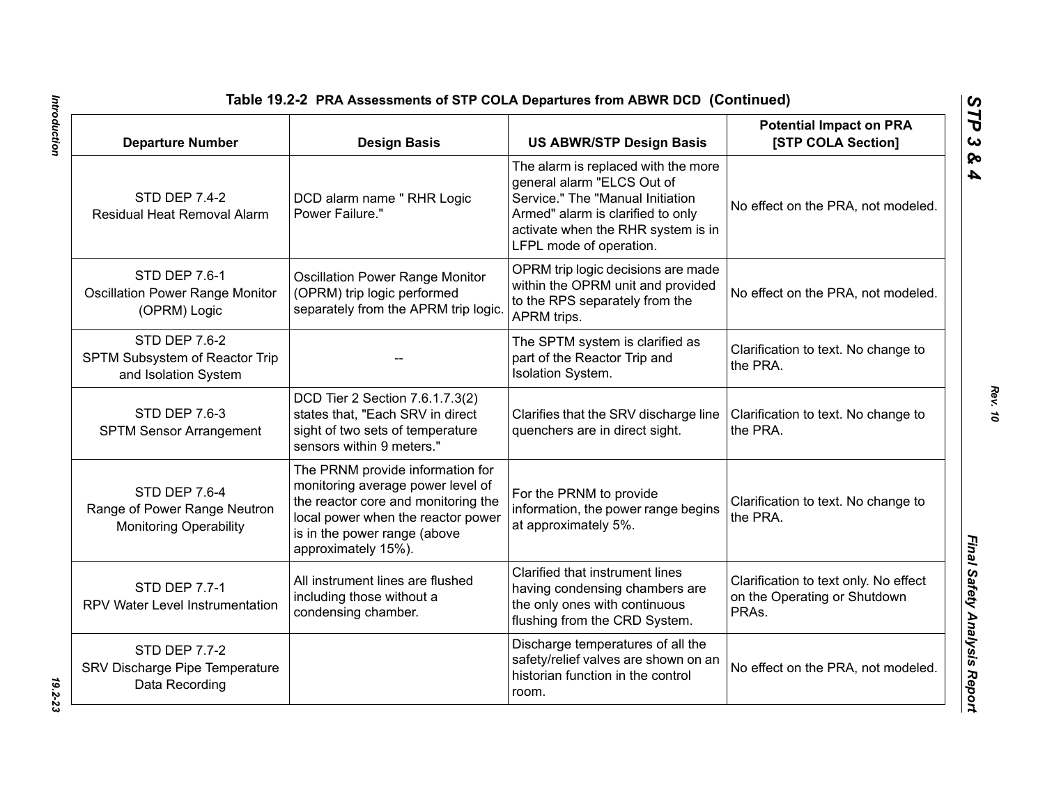Table 19.2-2  PRA Assessments of STP COLA Departures from ABWR DCD  (Continued)

| Departure Number | Design Basis | US ABWR/STP Design Basis | Potential Impact on PRA [STP COLA Section] |
|---|---|---|---|
| STD DEP 7.4-2 Residual Heat Removal Alarm | DCD alarm name " RHR Logic Power Failure." | The alarm is replaced with the more general alarm "ELCS Out of Service." The "Manual Initiation Armed" alarm is clarified to only activate when the RHR system is in LFPL mode of operation. | No effect on the PRA, not modeled. |
| STD DEP 7.6-1 Oscillation Power Range Monitor (OPRM) Logic | Oscillation Power Range Monitor (OPRM) trip logic performed separately from the APRM trip logic. | OPRM trip logic decisions are made within the OPRM unit and provided to the RPS separately from the APRM trips. | No effect on the PRA, not modeled. |
| STD DEP 7.6-2 SPTM Subsystem of Reactor Trip and Isolation System | -- | The SPTM system is clarified as part of the Reactor Trip and Isolation System. | Clarification to text. No change to the PRA. |
| STD DEP 7.6-3 SPTM Sensor Arrangement | DCD Tier 2 Section 7.6.1.7.3(2) states that, "Each SRV in direct sight of two sets of temperature sensors within 9 meters." | Clarifies that the SRV discharge line quenchers are in direct sight. | Clarification to text. No change to the PRA. |
| STD DEP 7.6-4 Range of Power Range Neutron Monitoring Operability | The PRNM provide information for monitoring average power level of the reactor core and monitoring the local power when the reactor power is in the power range (above approximately 15%). | For the PRNM to provide information, the power range begins at approximately 5%. | Clarification to text. No change to the PRA. |
| STD DEP 7.7-1 RPV Water Level Instrumentation | All instrument lines are flushed including those without a condensing chamber. | Clarified that instrument lines having condensing chambers are the only ones with continuous flushing from the CRD System. | Clarification to text only. No effect on the Operating or Shutdown PRAs. |
| STD DEP 7.7-2 SRV Discharge Pipe Temperature Data Recording | | Discharge temperatures of all the safety/relief valves are shown on an historian function in the control room. | No effect on the PRA, not modeled. |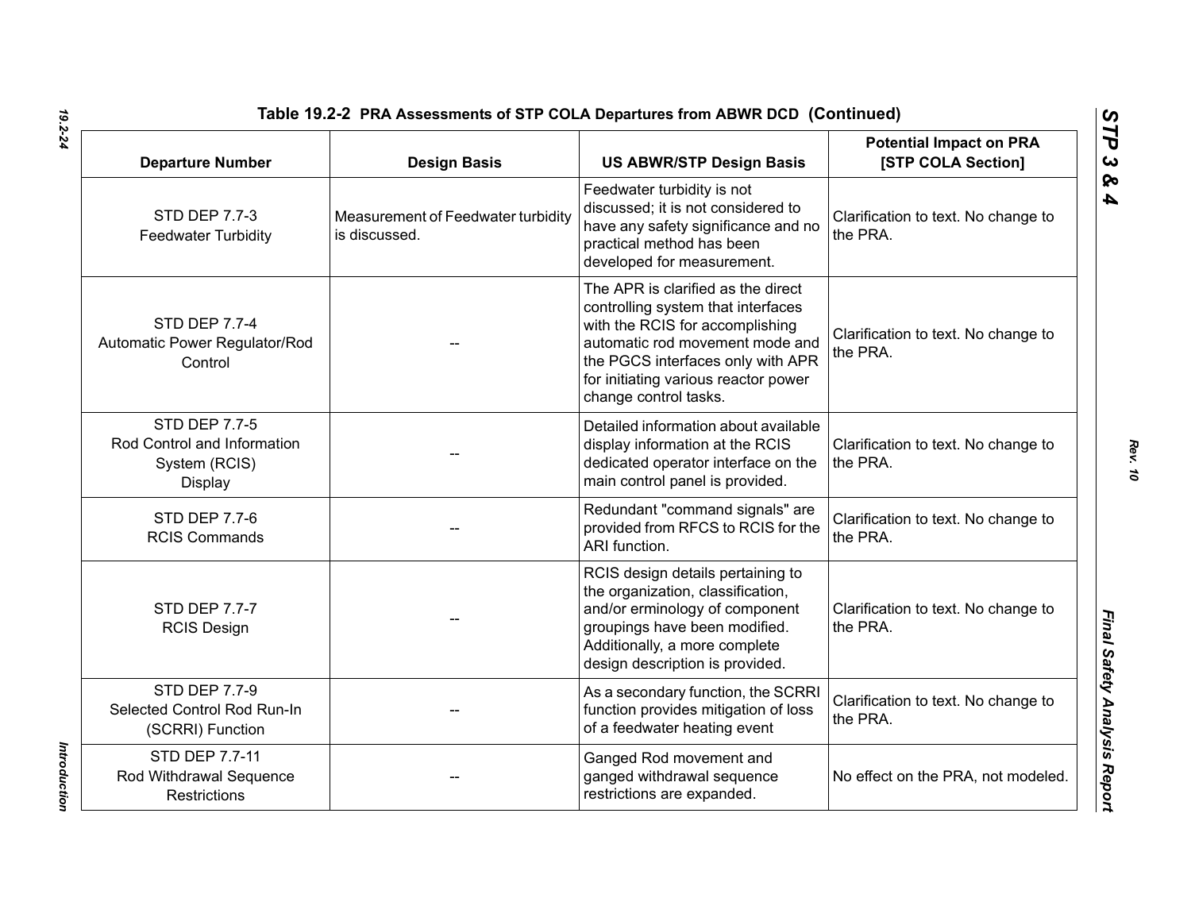**Table 19.2-2 PRA Assessments of STP COLA Departures from ABWR DCD (Continued)**

| Departure Number | Design Basis | US ABWR/STP Design Basis | Potential Impact on PRA [STP COLA Section] |
|---|---|---|---|
| STD DEP 7.7-3 Feedwater Turbidity | Measurement of Feedwater turbidity is discussed. | Feedwater turbidity is not discussed; it is not considered to have any safety significance and no practical method has been developed for measurement. | Clarification to text. No change to the PRA. |
| STD DEP 7.7-4 Automatic Power Regulator/Rod Control | -- | The APR is clarified as the direct controlling system that interfaces with the RCIS for accomplishing automatic rod movement mode and the PGCS interfaces only with APR for initiating various reactor power change control tasks. | Clarification to text. No change to the PRA. |
| STD DEP 7.7-5 Rod Control and Information System (RCIS) Display | -- | Detailed information about available display information at the RCIS dedicated operator interface on the main control panel is provided. | Clarification to text. No change to the PRA. |
| STD DEP 7.7-6 RCIS Commands | -- | Redundant "command signals" are provided from RFCS to RCIS for the ARI function. | Clarification to text. No change to the PRA. |
| STD DEP 7.7-7 RCIS Design | -- | RCIS design details pertaining to the organization, classification, and/or erminology of component groupings have been modified. Additionally, a more complete design description is provided. | Clarification to text. No change to the PRA. |
| STD DEP 7.7-9 Selected Control Rod Run-In (SCRRI) Function | -- | As a secondary function, the SCRRI function provides mitigation of loss of a feedwater heating event | Clarification to text. No change to the PRA. |
| STD DEP 7.7-11 Rod Withdrawal Sequence Restrictions | -- | Ganged Rod movement and ganged withdrawal sequence restrictions are expanded. | No effect on the PRA, not modeled. |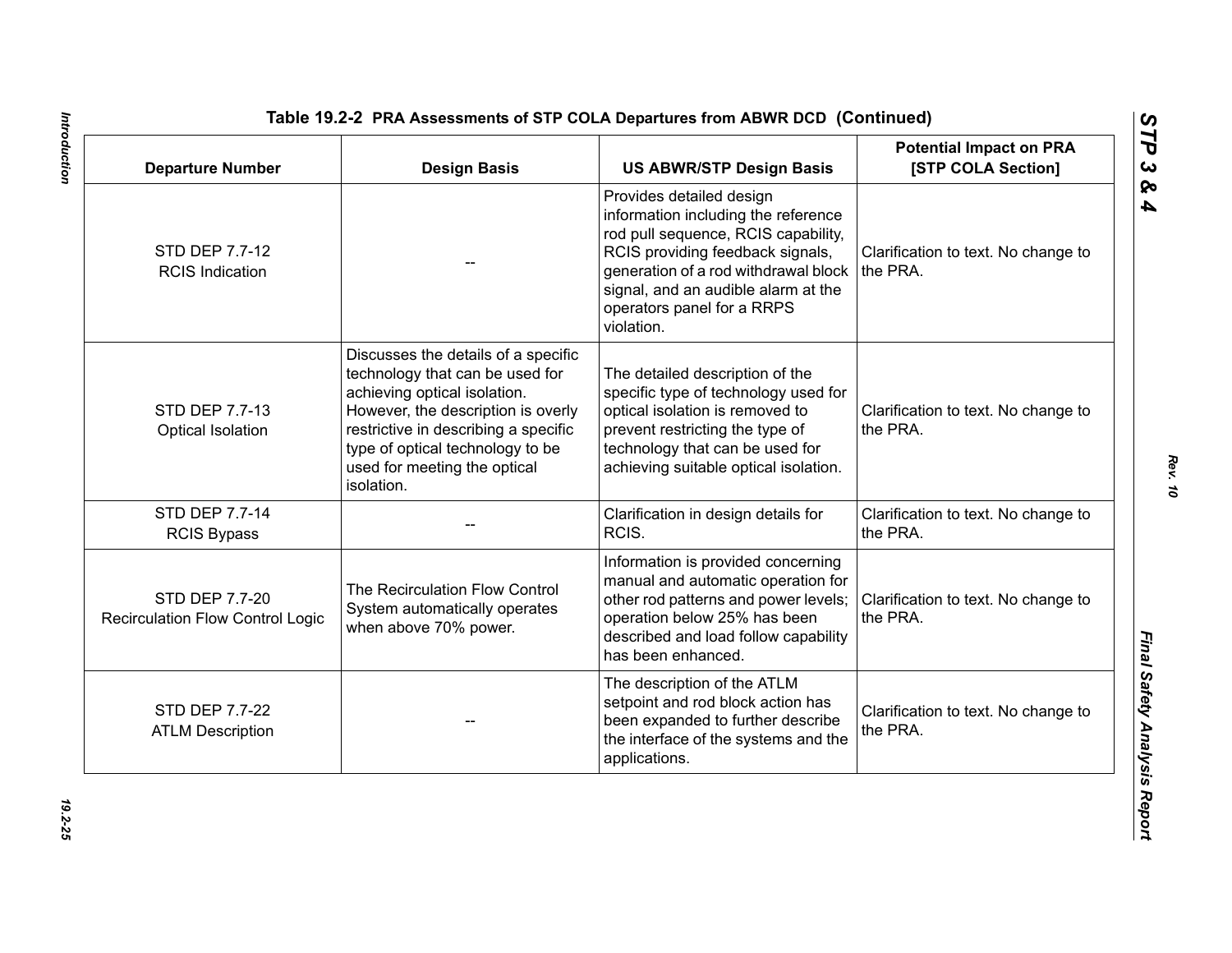**Table 19.2-2 PRA Assessments of STP COLA Departures from ABWR DCD (Continued)**

| Departure Number | Design Basis | US ABWR/STP Design Basis | Potential Impact on PRA [STP COLA Section] |
|---|---|---|---|
| STD DEP 7.7-12 RCIS Indication | -- | Provides detailed design information including the reference rod pull sequence, RCIS capability, RCIS providing feedback signals, generation of a rod withdrawal block signal, and an audible alarm at the operators panel for a RRPS violation. | Clarification to text. No change to the PRA. |
| STD DEP 7.7-13 Optical Isolation | Discusses the details of a specific technology that can be used for achieving optical isolation. However, the description is overly restrictive in describing a specific type of optical technology to be used for meeting the optical isolation. | The detailed description of the specific type of technology used for optical isolation is removed to prevent restricting the type of technology that can be used for achieving suitable optical isolation. | Clarification to text. No change to the PRA. |
| STD DEP 7.7-14 RCIS Bypass | -- | Clarification in design details for RCIS. | Clarification to text. No change to the PRA. |
| STD DEP 7.7-20 Recirculation Flow Control Logic | The Recirculation Flow Control System automatically operates when above 70% power. | Information is provided concerning manual and automatic operation for other rod patterns and power levels; operation below 25% has been described and load follow capability has been enhanced. | Clarification to text. No change to the PRA. |
| STD DEP 7.7-22 ATLM Description | -- | The description of the ATLM setpoint and rod block action has been expanded to further describe the interface of the systems and the applications. | Clarification to text. No change to the PRA. |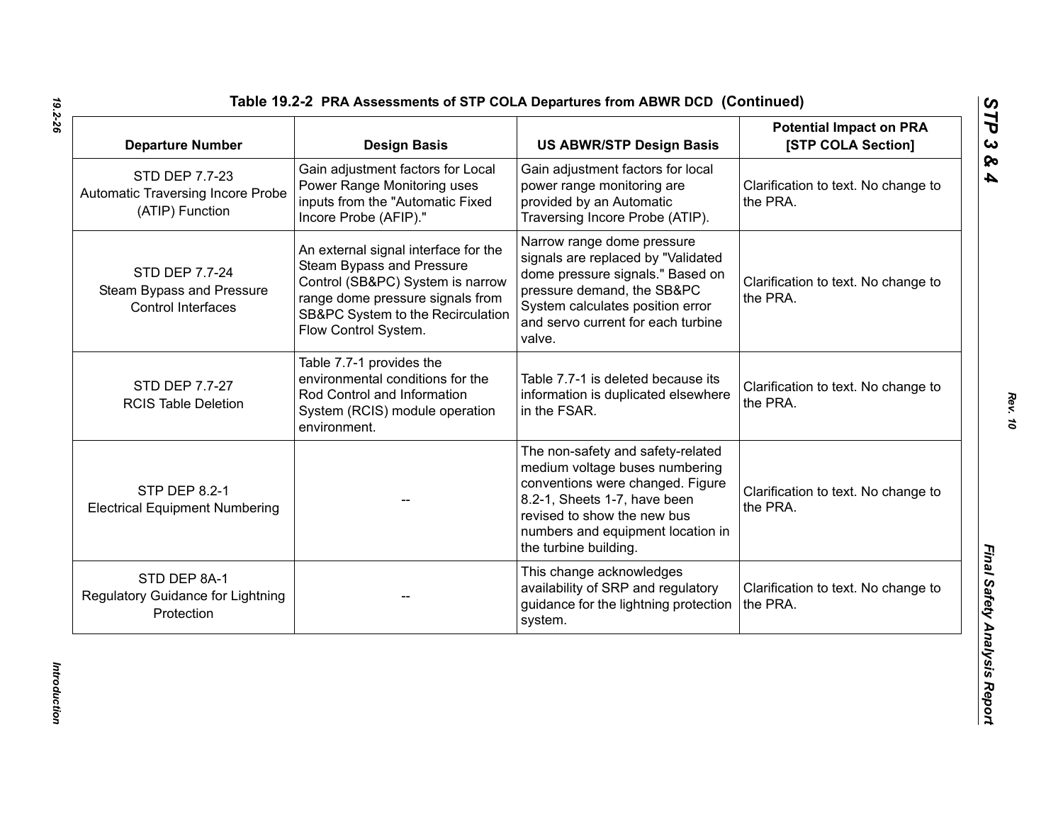## Table 19.2-2 PRA Assessments of STP COLA Departures from ABWR DCD (Continued)

| Departure Number | Design Basis | US ABWR/STP Design Basis | Potential Impact on PRA [STP COLA Section] |
|---|---|---|---|
| STD DEP 7.7-23 Automatic Traversing Incore Probe (ATIP) Function | Gain adjustment factors for Local Power Range Monitoring uses inputs from the "Automatic Fixed Incore Probe (AFIP)." | Gain adjustment factors for local power range monitoring are provided by an Automatic Traversing Incore Probe (ATIP). | Clarification to text. No change to the PRA. |
| STD DEP 7.7-24 Steam Bypass and Pressure Control Interfaces | An external signal interface for the Steam Bypass and Pressure Control (SB&PC) System is narrow range dome pressure signals from SB&PC System to the Recirculation Flow Control System. | Narrow range dome pressure signals are replaced by "Validated dome pressure signals." Based on pressure demand, the SB&PC System calculates position error and servo current for each turbine valve. | Clarification to text. No change to the PRA. |
| STD DEP 7.7-27 RCIS Table Deletion | Table 7.7-1 provides the environmental conditions for the Rod Control and Information System (RCIS) module operation environment. | Table 7.7-1 is deleted because its information is duplicated elsewhere in the FSAR. | Clarification to text. No change to the PRA. |
| STP DEP 8.2-1 Electrical Equipment Numbering | -- | The non-safety and safety-related medium voltage buses numbering conventions were changed. Figure 8.2-1, Sheets 1-7, have been revised to show the new bus numbers and equipment location in the turbine building. | Clarification to text. No change to the PRA. |
| STD DEP 8A-1 Regulatory Guidance for Lightning Protection | -- | This change acknowledges availability of SRP and regulatory guidance for the lightning protection system. | Clarification to text. No change to the PRA. |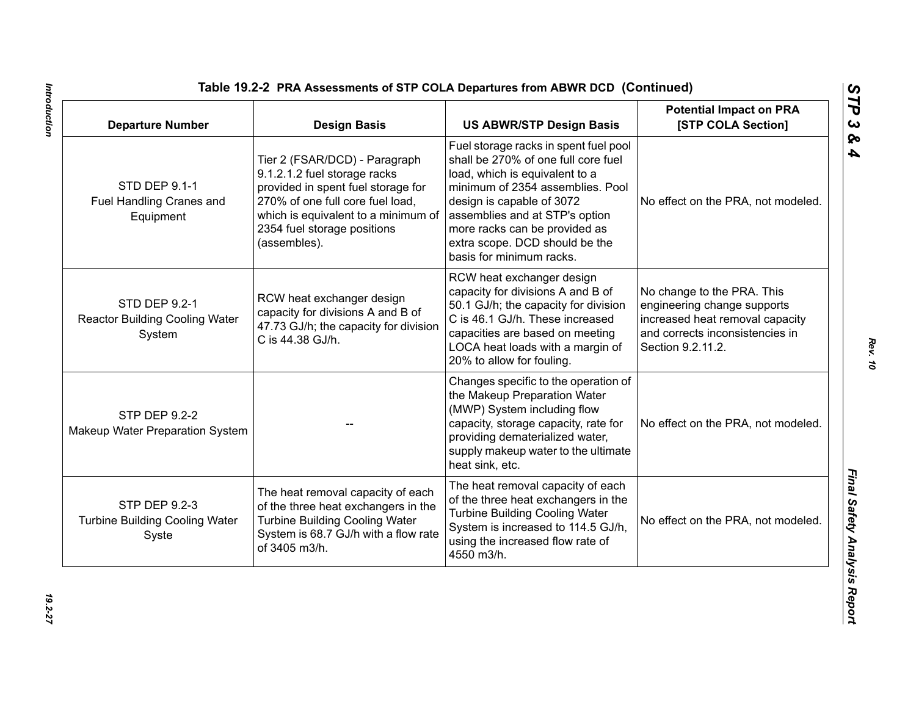**Table 19.2-2 PRA Assessments of STP COLA Departures from ABWR DCD (Continued)**

| Departure Number | Design Basis | US ABWR/STP Design Basis | Potential Impact on PRA [STP COLA Section] |
|---|---|---|---|
| STD DEP 9.1-1 Fuel Handling Cranes and Equipment | Tier 2 (FSAR/DCD) - Paragraph 9.1.2.1.2 fuel storage racks provided in spent fuel storage for 270% of one full core fuel load, which is equivalent to a minimum of 2354 fuel storage positions (assembles). | Fuel storage racks in spent fuel pool shall be 270% of one full core fuel load, which is equivalent to a minimum of 2354 assemblies. Pool design is capable of 3072 assemblies and at STP's option more racks can be provided as extra scope. DCD should be the basis for minimum racks. | No effect on the PRA, not modeled. |
| STD DEP 9.2-1 Reactor Building Cooling Water System | RCW heat exchanger design capacity for divisions A and B of 47.73 GJ/h; the capacity for division C is 44.38 GJ/h. | RCW heat exchanger design capacity for divisions A and B of 50.1 GJ/h; the capacity for division C is 46.1 GJ/h. These increased capacities are based on meeting LOCA heat loads with a margin of 20% to allow for fouling. | No change to the PRA. This engineering change supports increased heat removal capacity and corrects inconsistencies in Section 9.2.11.2. |
| STP DEP 9.2-2 Makeup Water Preparation System | -- | Changes specific to the operation of the Makeup Preparation Water (MWP) System including flow capacity, storage capacity, rate for providing dematerialized water, supply makeup water to the ultimate heat sink, etc. | No effect on the PRA, not modeled. |
| STP DEP 9.2-3 Turbine Building Cooling Water Syste | The heat removal capacity of each of the three heat exchangers in the Turbine Building Cooling Water System is 68.7 GJ/h with a flow rate of 3405 m3/h. | The heat removal capacity of each of the three heat exchangers in the Turbine Building Cooling Water System is increased to 114.5 GJ/h, using the increased flow rate of 4550 m3/h. | No effect on the PRA, not modeled. |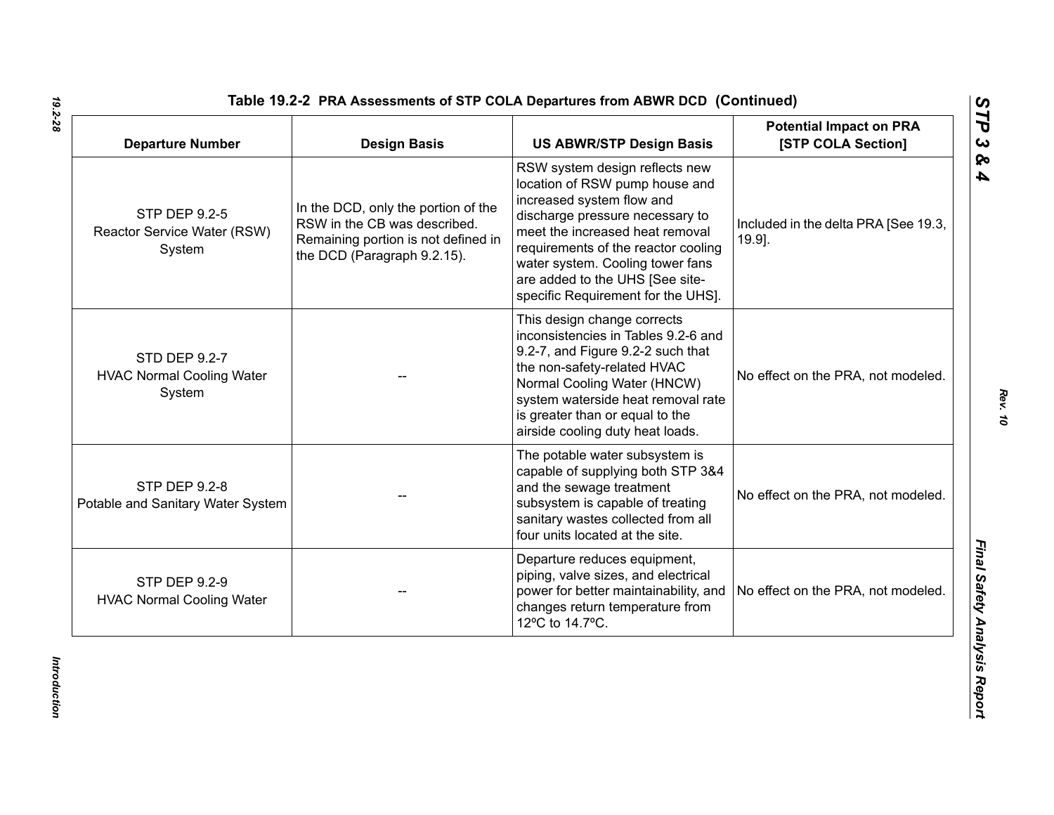**Table 19.2-2 PRA Assessments of STP COLA Departures from ABWR DCD (Continued)**

| Departure Number | Design Basis | US ABWR/STP Design Basis | Potential Impact on PRA [STP COLA Section] |
|---|---|---|---|
| STP DEP 9.2-5 Reactor Service Water (RSW) System | In the DCD, only the portion of the RSW in the CB was described. Remaining portion is not defined in the DCD (Paragraph 9.2.15). | RSW system design reflects new location of RSW pump house and increased system flow and discharge pressure necessary to meet the increased heat removal requirements of the reactor cooling water system. Cooling tower fans are added to the UHS [See site-specific Requirement for the UHS]. | Included in the delta PRA [See 19.3, 19.9]. |
| STD DEP 9.2-7 HVAC Normal Cooling Water System | -- | This design change corrects inconsistencies in Tables 9.2-6 and 9.2-7, and Figure 9.2-2 such that the non-safety-related HVAC Normal Cooling Water (HNCW) system waterside heat removal rate is greater than or equal to the airside cooling duty heat loads. | No effect on the PRA, not modeled. |
| STP DEP 9.2-8 Potable and Sanitary Water System | -- | The potable water subsystem is capable of supplying both STP 3&4 and the sewage treatment subsystem is capable of treating sanitary wastes collected from all four units located at the site. | No effect on the PRA, not modeled. |
| STP DEP 9.2-9 HVAC Normal Cooling Water | -- | Departure reduces equipment, piping, valve sizes, and electrical power for better maintainability, and changes return temperature from 12ºC to 14.7ºC. | No effect on the PRA, not modeled. |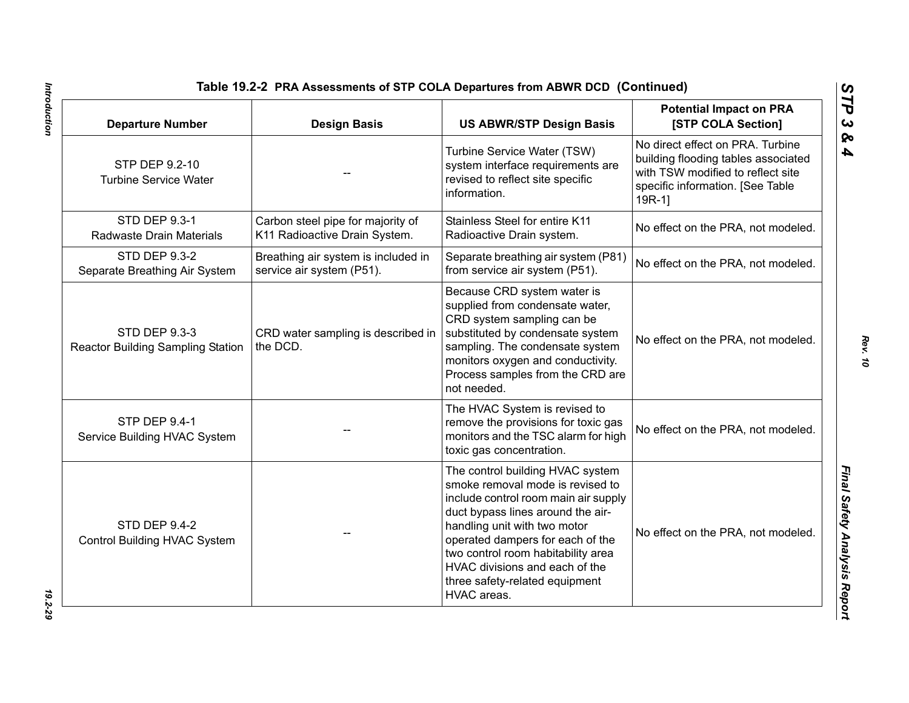**Table 19.2-2 PRA Assessments of STP COLA Departures from ABWR DCD (Continued)**

| Departure Number | Design Basis | US ABWR/STP Design Basis | Potential Impact on PRA [STP COLA Section] |
|---|---|---|---|
| STP DEP 9.2-10 Turbine Service Water | -- | Turbine Service Water (TSW) system interface requirements are revised to reflect site specific information. | No direct effect on PRA. Turbine building flooding tables associated with TSW modified to reflect site specific information. [See Table 19R-1] |
| STD DEP 9.3-1 Radwaste Drain Materials | Carbon steel pipe for majority of K11 Radioactive Drain System. | Stainless Steel for entire K11 Radioactive Drain system. | No effect on the PRA, not modeled. |
| STD DEP 9.3-2 Separate Breathing Air System | Breathing air system is included in service air system (P51). | Separate breathing air system (P81) from service air system (P51). | No effect on the PRA, not modeled. |
| STD DEP 9.3-3 Reactor Building Sampling Station | CRD water sampling is described in the DCD. | Because CRD system water is supplied from condensate water, CRD system sampling can be substituted by condensate system sampling. The condensate system monitors oxygen and conductivity. Process samples from the CRD are not needed. | No effect on the PRA, not modeled. |
| STP DEP 9.4-1 Service Building HVAC System | -- | The HVAC System is revised to remove the provisions for toxic gas monitors and the TSC alarm for high toxic gas concentration. | No effect on the PRA, not modeled. |
| STD DEP 9.4-2 Control Building HVAC System | -- | The control building HVAC system smoke removal mode is revised to include control room main air supply duct bypass lines around the air-handling unit with two motor operated dampers for each of the two control room habitability area HVAC divisions and each of the three safety-related equipment HVAC areas. | No effect on the PRA, not modeled. |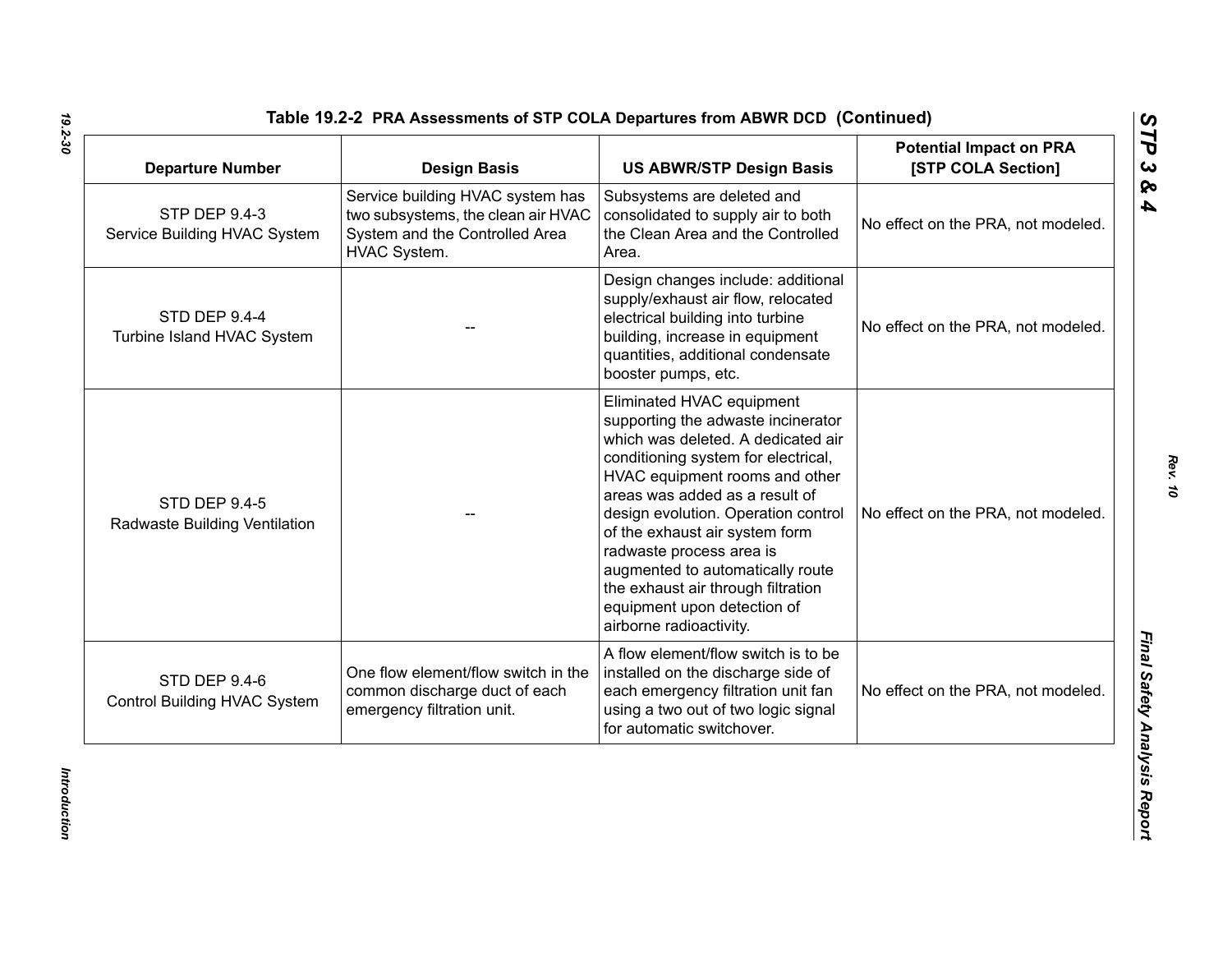**Table 19.2-2 PRA Assessments of STP COLA Departures from ABWR DCD (Continued)**

| Departure Number | Design Basis | US ABWR/STP Design Basis | Potential Impact on PRA [STP COLA Section] |
|---|---|---|---|
| STP DEP 9.4-3 Service Building HVAC System | Service building HVAC system has two subsystems, the clean air HVAC System and the Controlled Area HVAC System. | Subsystems are deleted and consolidated to supply air to both the Clean Area and the Controlled Area. | No effect on the PRA, not modeled. |
| STD DEP 9.4-4 Turbine Island HVAC System | -- | Design changes include: additional supply/exhaust air flow, relocated electrical building into turbine building, increase in equipment quantities, additional condensate booster pumps, etc. | No effect on the PRA, not modeled. |
| STD DEP 9.4-5 Radwaste Building Ventilation | -- | Eliminated HVAC equipment supporting the adwaste incinerator which was deleted. A dedicated air conditioning system for electrical, HVAC equipment rooms and other areas was added as a result of design evolution. Operation control of the exhaust air system form radwaste process area is augmented to automatically route the exhaust air through filtration equipment upon detection of airborne radioactivity. | No effect on the PRA, not modeled. |
| STD DEP 9.4-6 Control Building HVAC System | One flow element/flow switch in the common discharge duct of each emergency filtration unit. | A flow element/flow switch is to be installed on the discharge side of each emergency filtration unit fan using a two out of two logic signal for automatic switchover. | No effect on the PRA, not modeled. |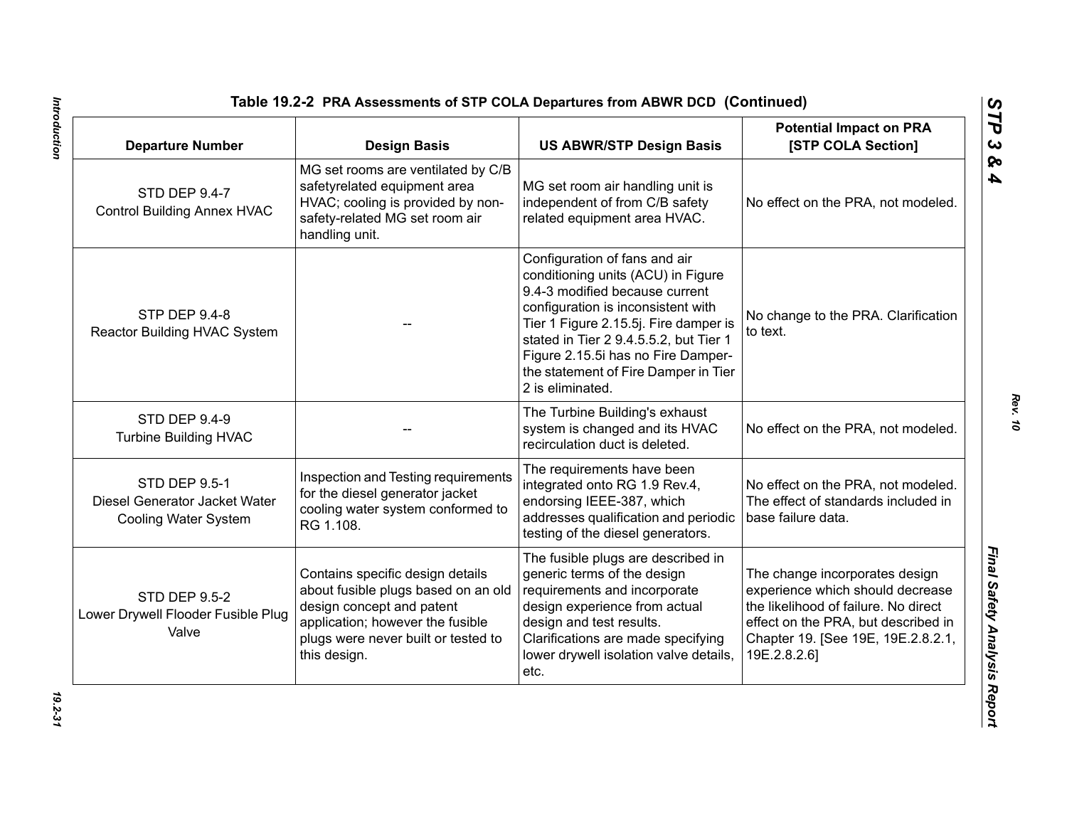**Table 19.2-2 PRA Assessments of STP COLA Departures from ABWR DCD (Continued)**

| Departure Number | Design Basis | US ABWR/STP Design Basis | Potential Impact on PRA [STP COLA Section] |
|---|---|---|---|
| STD DEP 9.4-7 Control Building Annex HVAC | MG set rooms are ventilated by C/B safetyrelated equipment area HVAC; cooling is provided by non-safety-related MG set room air handling unit. | MG set room air handling unit is independent of from C/B safety related equipment area HVAC. | No effect on the PRA, not modeled. |
| STP DEP 9.4-8 Reactor Building HVAC System | -- | Configuration of fans and air conditioning units (ACU) in Figure 9.4-3 modified because current configuration is inconsistent with Tier 1 Figure 2.15.5j. Fire damper is stated in Tier 2 9.4.5.5.2, but Tier 1 Figure 2.15.5i has no Fire Damper-the statement of Fire Damper in Tier 2 is eliminated. | No change to the PRA. Clarification to text. |
| STD DEP 9.4-9 Turbine Building HVAC | -- | The Turbine Building's exhaust system is changed and its HVAC recirculation duct is deleted. | No effect on the PRA, not modeled. |
| STD DEP 9.5-1 Diesel Generator Jacket Water Cooling Water System | Inspection and Testing requirements for the diesel generator jacket cooling water system conformed to RG 1.108. | The requirements have been integrated onto RG 1.9 Rev.4, endorsing IEEE-387, which addresses qualification and periodic testing of the diesel generators. | No effect on the PRA, not modeled. The effect of standards included in base failure data. |
| STD DEP 9.5-2 Lower Drywell Flooder Fusible Plug Valve | Contains specific design details about fusible plugs based on an old design concept and patent application; however the fusible plugs were never built or tested to this design. | The fusible plugs are described in generic terms of the design requirements and incorporate design experience from actual design and test results. Clarifications are made specifying lower drywell isolation valve details, etc. | The change incorporates design experience which should decrease the likelihood of failure. No direct effect on the PRA, but described in Chapter 19. [See 19E, 19E.2.8.2.1, 19E.2.8.2.6] |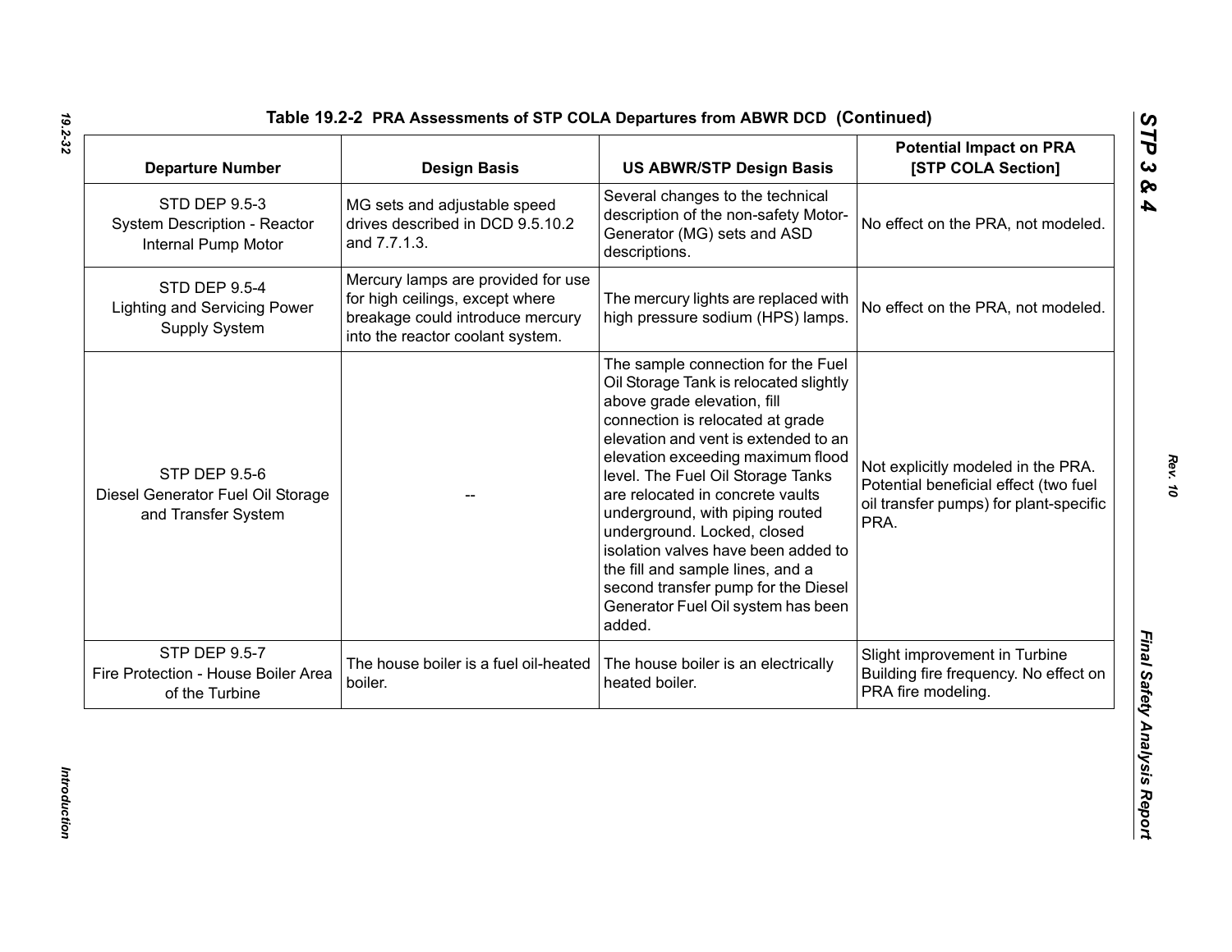### Table 19.2-2 PRA Assessments of STP COLA Departures from ABWR DCD (Continued)

| Departure Number | Design Basis | US ABWR/STP Design Basis | Potential Impact on PRA [STP COLA Section] |
|---|---|---|---|
| STD DEP 9.5-3 System Description - Reactor Internal Pump Motor | MG sets and adjustable speed drives described in DCD 9.5.10.2 and 7.7.1.3. | Several changes to the technical description of the non-safety Motor-Generator (MG) sets and ASD descriptions. | No effect on the PRA, not modeled. |
| STD DEP 9.5-4 Lighting and Servicing Power Supply System | Mercury lamps are provided for use for high ceilings, except where breakage could introduce mercury into the reactor coolant system. | The mercury lights are replaced with high pressure sodium (HPS) lamps. | No effect on the PRA, not modeled. |
| STP DEP 9.5-6 Diesel Generator Fuel Oil Storage and Transfer System | -- | The sample connection for the Fuel Oil Storage Tank is relocated slightly above grade elevation, fill connection is relocated at grade elevation and vent is extended to an elevation exceeding maximum flood level. The Fuel Oil Storage Tanks are relocated in concrete vaults underground, with piping routed underground. Locked, closed isolation valves have been added to the fill and sample lines, and a second transfer pump for the Diesel Generator Fuel Oil system has been added. | Not explicitly modeled in the PRA. Potential beneficial effect (two fuel oil transfer pumps) for plant-specific PRA. |
| STP DEP 9.5-7 Fire Protection - House Boiler Area of the Turbine | The house boiler is a fuel oil-heated boiler. | The house boiler is an electrically heated boiler. | Slight improvement in Turbine Building fire frequency. No effect on PRA fire modeling. |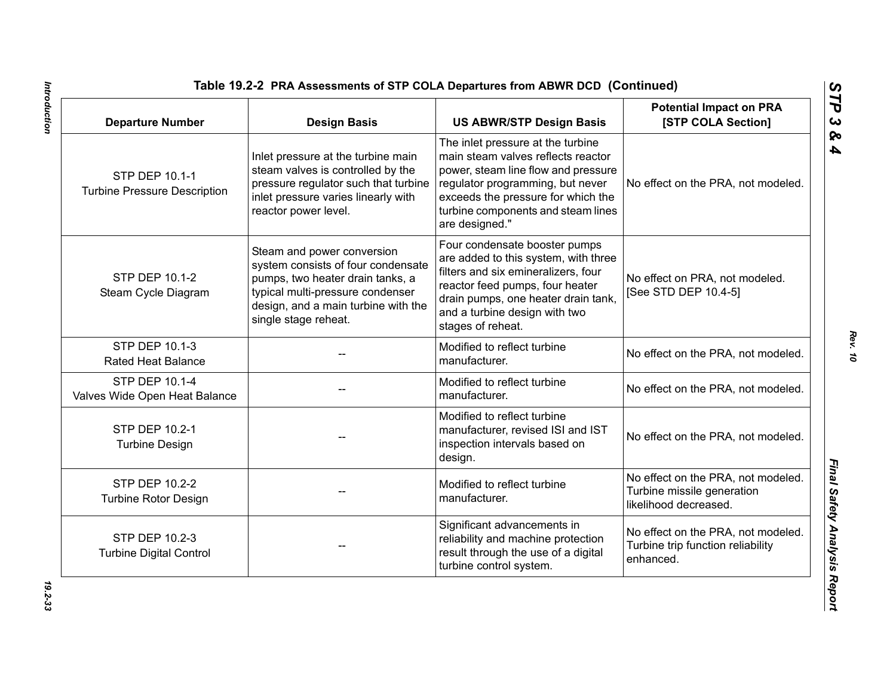**Table 19.2-2 PRA Assessments of STP COLA Departures from ABWR DCD (Continued)**

| Departure Number | Design Basis | US ABWR/STP Design Basis | Potential Impact on PRA [STP COLA Section] |
|---|---|---|---|
| STP DEP 10.1-1 Turbine Pressure Description | Inlet pressure at the turbine main steam valves is controlled by the pressure regulator such that turbine inlet pressure varies linearly with reactor power level. | The inlet pressure at the turbine main steam valves reflects reactor power, steam line flow and pressure regulator programming, but never exceeds the pressure for which the turbine components and steam lines are designed." | No effect on the PRA, not modeled. |
| STP DEP 10.1-2 Steam Cycle Diagram | Steam and power conversion system consists of four condensate pumps, two heater drain tanks, a typical multi-pressure condenser design, and a main turbine with the single stage reheat. | Four condensate booster pumps are added to this system, with three filters and six emineralizers, four reactor feed pumps, four heater drain pumps, one heater drain tank, and a turbine design with two stages of reheat. | No effect on PRA, not modeled. [See STD DEP 10.4-5] |
| STP DEP 10.1-3 Rated Heat Balance | -- | Modified to reflect turbine manufacturer. | No effect on the PRA, not modeled. |
| STP DEP 10.1-4 Valves Wide Open Heat Balance | -- | Modified to reflect turbine manufacturer. | No effect on the PRA, not modeled. |
| STP DEP 10.2-1 Turbine Design | -- | Modified to reflect turbine manufacturer, revised ISI and IST inspection intervals based on design. | No effect on the PRA, not modeled. |
| STP DEP 10.2-2 Turbine Rotor Design | -- | Modified to reflect turbine manufacturer. | No effect on the PRA, not modeled. Turbine missile generation likelihood decreased. |
| STP DEP 10.2-3 Turbine Digital Control | -- | Significant advancements in reliability and machine protection result through the use of a digital turbine control system. | No effect on the PRA, not modeled. Turbine trip function reliability enhanced. |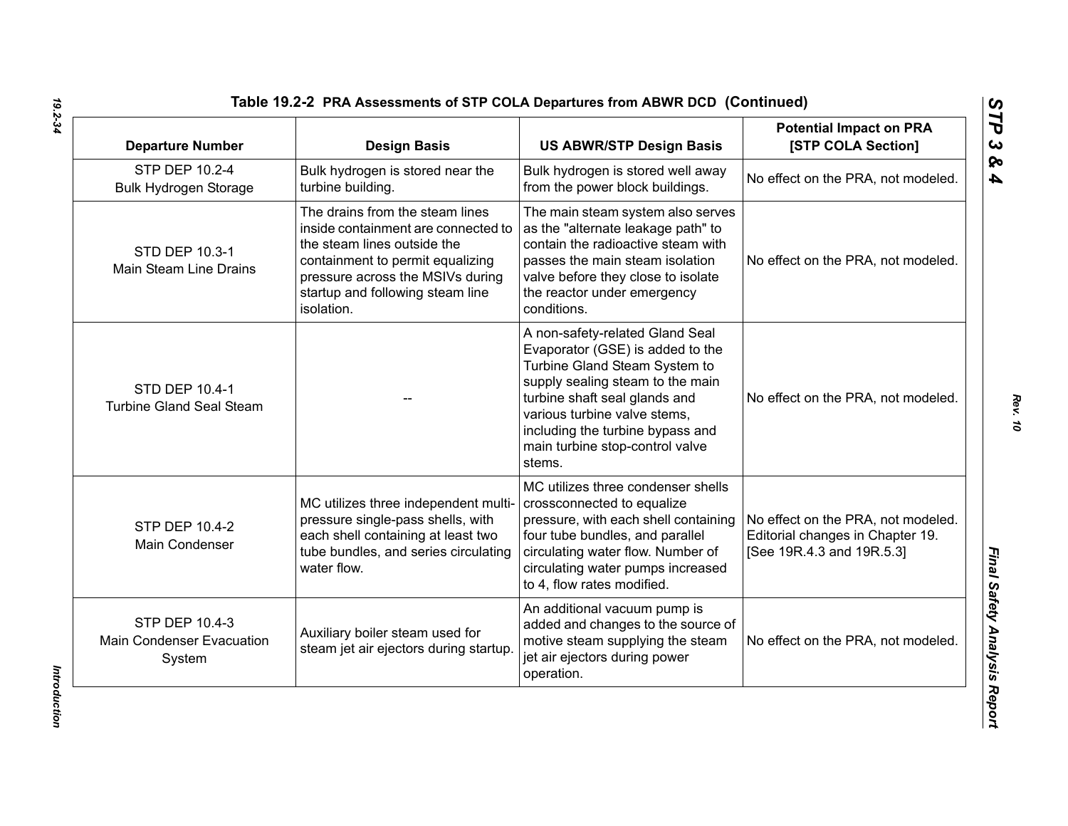**Table 19.2-2 PRA Assessments of STP COLA Departures from ABWR DCD (Continued)**

| Departure Number | Design Basis | US ABWR/STP Design Basis | Potential Impact on PRA [STP COLA Section] |
|---|---|---|---|
| STP DEP 10.2-4 Bulk Hydrogen Storage | Bulk hydrogen is stored near the turbine building. | Bulk hydrogen is stored well away from the power block buildings. | No effect on the PRA, not modeled. |
| STD DEP 10.3-1 Main Steam Line Drains | The drains from the steam lines inside containment are connected to the steam lines outside the containment to permit equalizing pressure across the MSIVs during startup and following steam line isolation. | The main steam system also serves as the "alternate leakage path" to contain the radioactive steam with passes the main steam isolation valve before they close to isolate the reactor under emergency conditions. | No effect on the PRA, not modeled. |
| STD DEP 10.4-1 Turbine Gland Seal Steam | -- | A non-safety-related Gland Seal Evaporator (GSE) is added to the Turbine Gland Steam System to supply sealing steam to the main turbine shaft seal glands and various turbine valve stems, including the turbine bypass and main turbine stop-control valve stems. | No effect on the PRA, not modeled. |
| STP DEP 10.4-2 Main Condenser | MC utilizes three independent multi-pressure single-pass shells, with each shell containing at least two tube bundles, and series circulating water flow. | MC utilizes three condenser shells crossconnected to equalize pressure, with each shell containing four tube bundles, and parallel circulating water flow. Number of circulating water pumps increased to 4, flow rates modified. | No effect on the PRA, not modeled. Editorial changes in Chapter 19. [See 19R.4.3 and 19R.5.3] |
| STP DEP 10.4-3 Main Condenser Evacuation System | Auxiliary boiler steam used for steam jet air ejectors during startup. | An additional vacuum pump is added and changes to the source of motive steam supplying the steam jet air ejectors during power operation. | No effect on the PRA, not modeled. |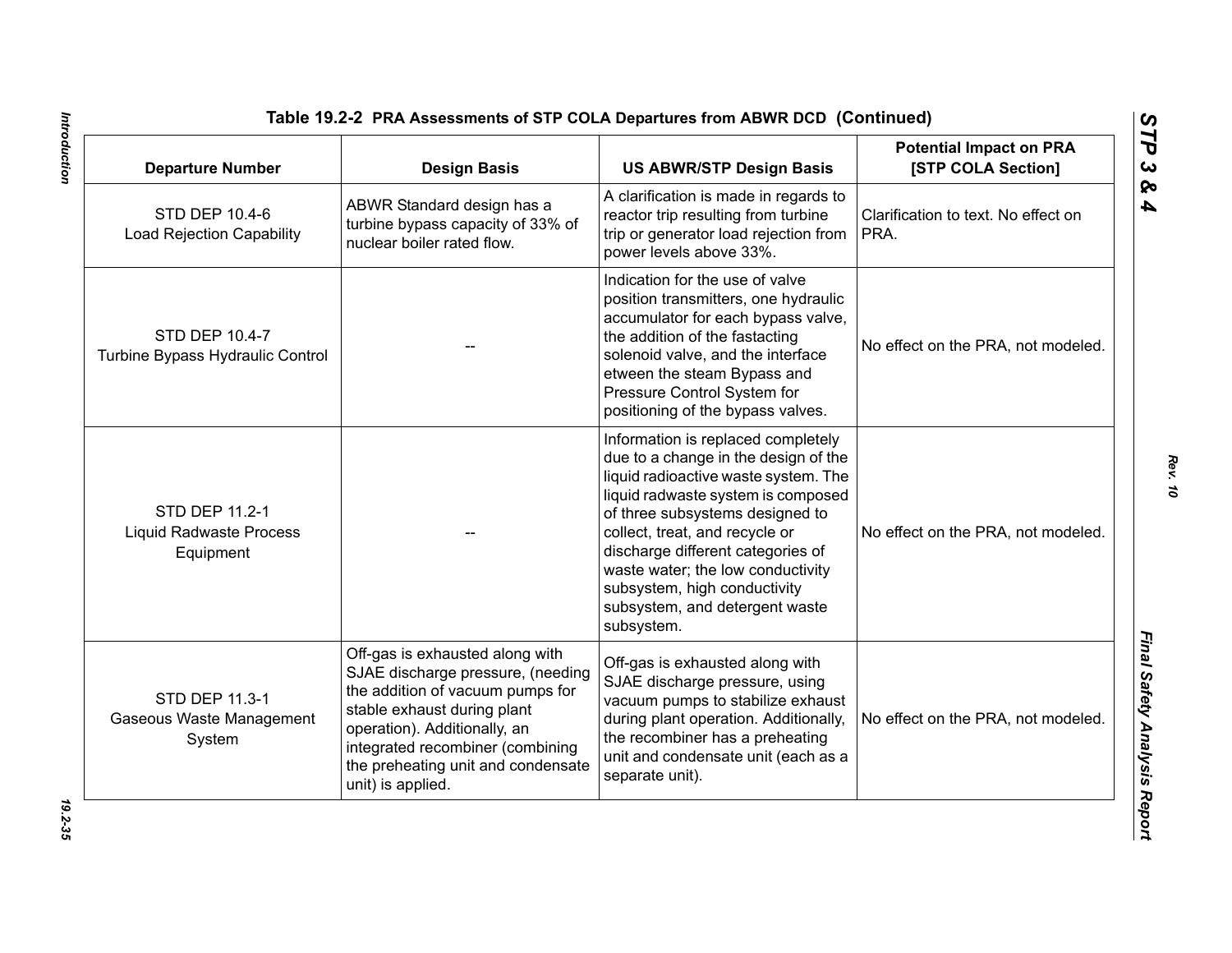**Table 19.2-2 PRA Assessments of STP COLA Departures from ABWR DCD (Continued)**

| Departure Number | Design Basis | US ABWR/STP Design Basis | Potential Impact on PRA [STP COLA Section] |
|---|---|---|---|
| STD DEP 10.4-6 Load Rejection Capability | ABWR Standard design has a turbine bypass capacity of 33% of nuclear boiler rated flow. | A clarification is made in regards to reactor trip resulting from turbine trip or generator load rejection from power levels above 33%. | Clarification to text. No effect on PRA. |
| STD DEP 10.4-7 Turbine Bypass Hydraulic Control | -- | Indication for the use of valve position transmitters, one hydraulic accumulator for each bypass valve, the addition of the fastacting solenoid valve, and the interface etween the steam Bypass and Pressure Control System for positioning of the bypass valves. | No effect on the PRA, not modeled. |
| STD DEP 11.2-1 Liquid Radwaste Process Equipment | -- | Information is replaced completely due to a change in the design of the liquid radioactive waste system. The liquid radwaste system is composed of three subsystems designed to collect, treat, and recycle or discharge different categories of waste water; the low conductivity subsystem, high conductivity subsystem, and detergent waste subsystem. | No effect on the PRA, not modeled. |
| STD DEP 11.3-1 Gaseous Waste Management System | Off-gas is exhausted along with SJAE discharge pressure, (needing the addition of vacuum pumps for stable exhaust during plant operation). Additionally, an integrated recombiner (combining the preheating unit and condensate unit) is applied. | Off-gas is exhausted along with SJAE discharge pressure, using vacuum pumps to stabilize exhaust during plant operation. Additionally, the recombiner has a preheating unit and condensate unit (each as a separate unit). | No effect on the PRA, not modeled. |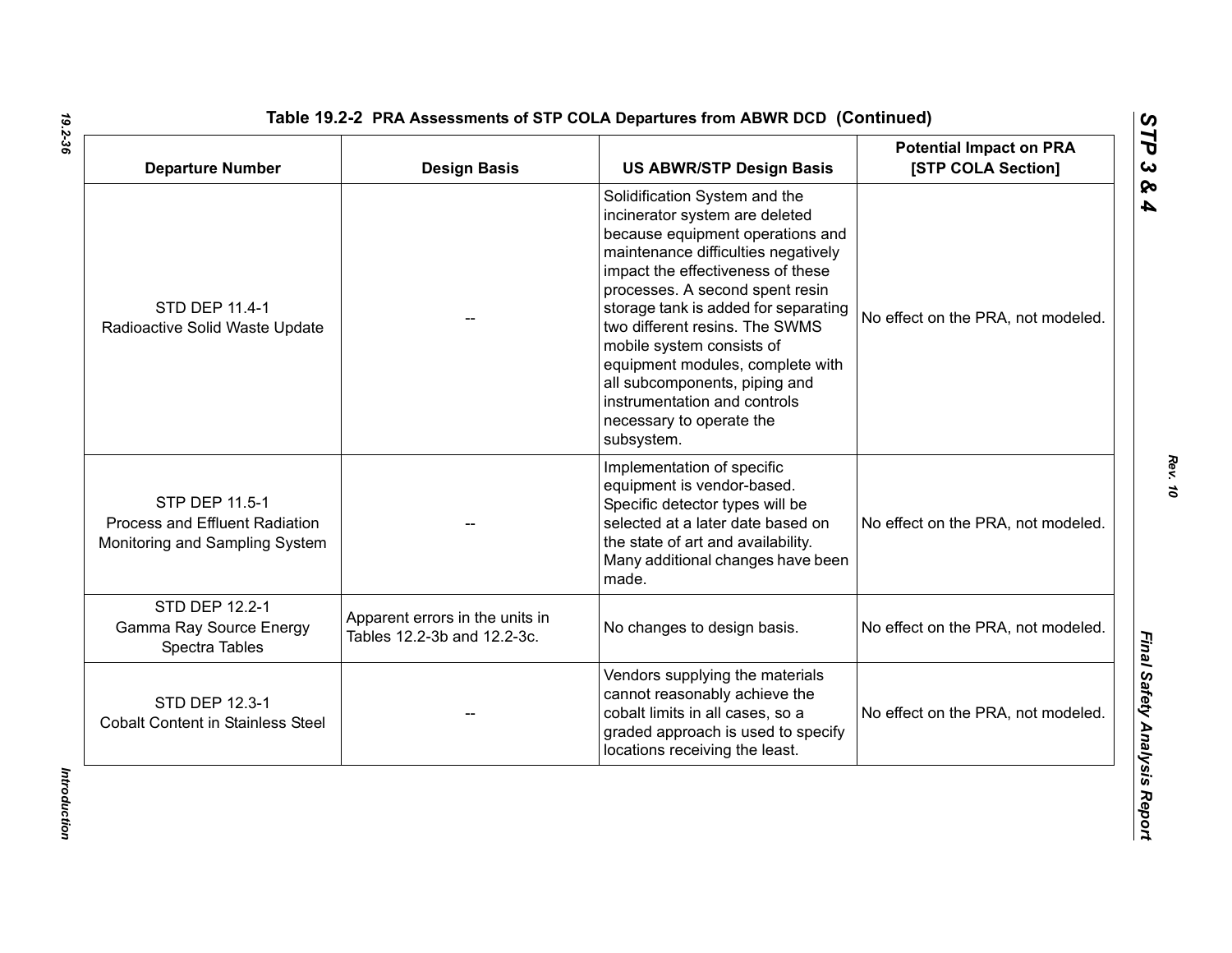**Table 19.2-2 PRA Assessments of STP COLA Departures from ABWR DCD (Continued)**

| Departure Number | Design Basis | US ABWR/STP Design Basis | Potential Impact on PRA [STP COLA Section] |
|---|---|---|---|
| STD DEP 11.4-1 Radioactive Solid Waste Update | -- | Solidification System and the incinerator system are deleted because equipment operations and maintenance difficulties negatively impact the effectiveness of these processes. A second spent resin storage tank is added for separating two different resins. The SWMS mobile system consists of equipment modules, complete with all subcomponents, piping and instrumentation and controls necessary to operate the subsystem. | No effect on the PRA, not modeled. |
| STP DEP 11.5-1 Process and Effluent Radiation Monitoring and Sampling System | -- | Implementation of specific equipment is vendor-based. Specific detector types will be selected at a later date based on the state of art and availability. Many additional changes have been made. | No effect on the PRA, not modeled. |
| STD DEP 12.2-1 Gamma Ray Source Energy Spectra Tables | Apparent errors in the units in Tables 12.2-3b and 12.2-3c. | No changes to design basis. | No effect on the PRA, not modeled. |
| STD DEP 12.3-1 Cobalt Content in Stainless Steel | -- | Vendors supplying the materials cannot reasonably achieve the cobalt limits in all cases, so a graded approach is used to specify locations receiving the least. | No effect on the PRA, not modeled. |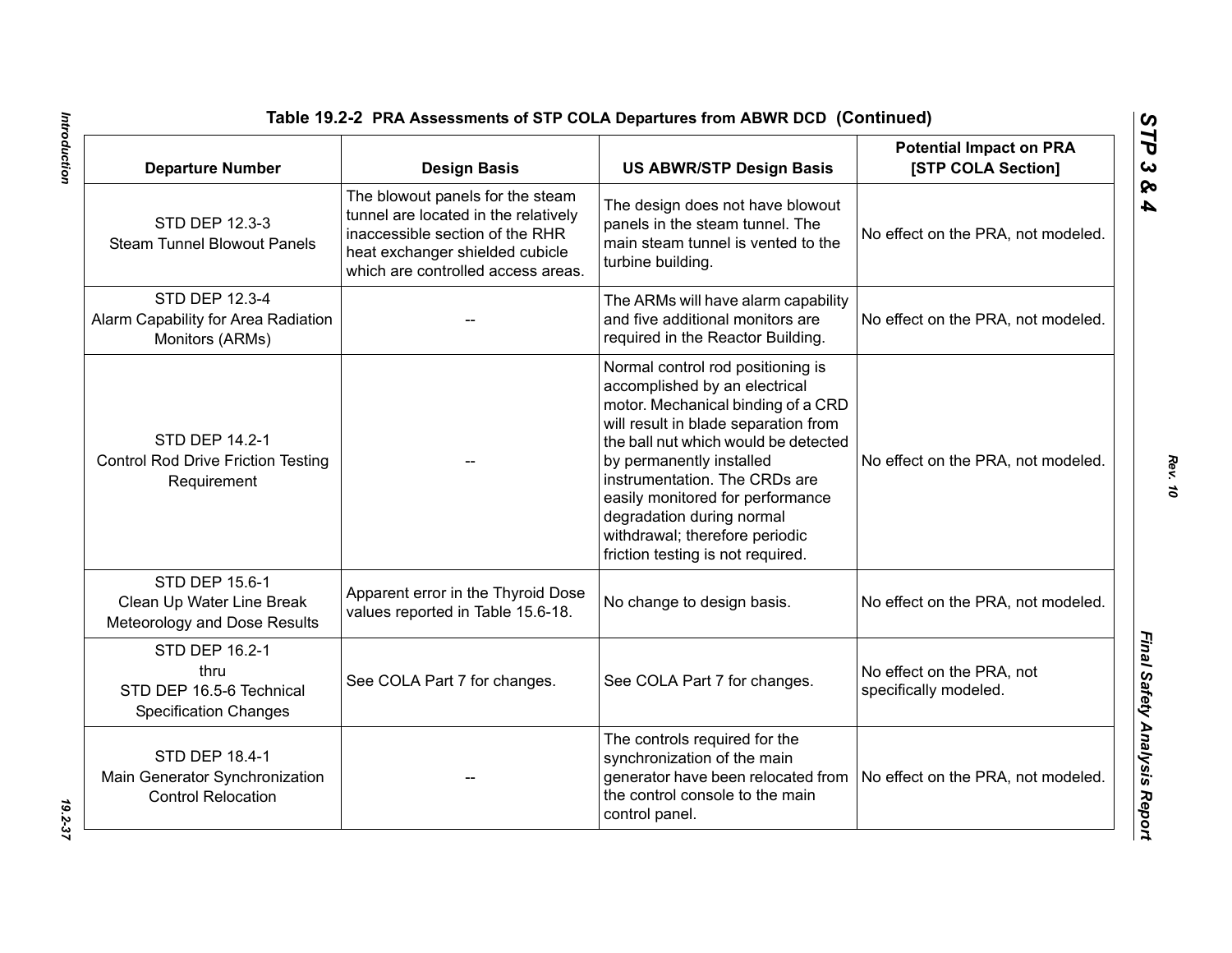**Table 19.2-2 PRA Assessments of STP COLA Departures from ABWR DCD (Continued)**

| Departure Number | Design Basis | US ABWR/STP Design Basis | Potential Impact on PRA [STP COLA Section] |
|---|---|---|---|
| STD DEP 12.3-3 Steam Tunnel Blowout Panels | The blowout panels for the steam tunnel are located in the relatively inaccessible section of the RHR heat exchanger shielded cubicle which are controlled access areas. | The design does not have blowout panels in the steam tunnel. The main steam tunnel is vented to the turbine building. | No effect on the PRA, not modeled. |
| STD DEP 12.3-4 Alarm Capability for Area Radiation Monitors (ARMs) | -- | The ARMs will have alarm capability and five additional monitors are required in the Reactor Building. | No effect on the PRA, not modeled. |
| STD DEP 14.2-1 Control Rod Drive Friction Testing Requirement | -- | Normal control rod positioning is accomplished by an electrical motor. Mechanical binding of a CRD will result in blade separation from the ball nut which would be detected by permanently installed instrumentation. The CRDs are easily monitored for performance degradation during normal withdrawal; therefore periodic friction testing is not required. | No effect on the PRA, not modeled. |
| STD DEP 15.6-1 Clean Up Water Line Break Meteorology and Dose Results | Apparent error in the Thyroid Dose values reported in Table 15.6-18. | No change to design basis. | No effect on the PRA, not modeled. |
| STD DEP 16.2-1 thru STD DEP 16.5-6 Technical Specification Changes | See COLA Part 7 for changes. | See COLA Part 7 for changes. | No effect on the PRA, not specifically modeled. |
| STD DEP 18.4-1 Main Generator Synchronization Control Relocation | -- | The controls required for the synchronization of the main generator have been relocated from the control console to the main control panel. | No effect on the PRA, not modeled. |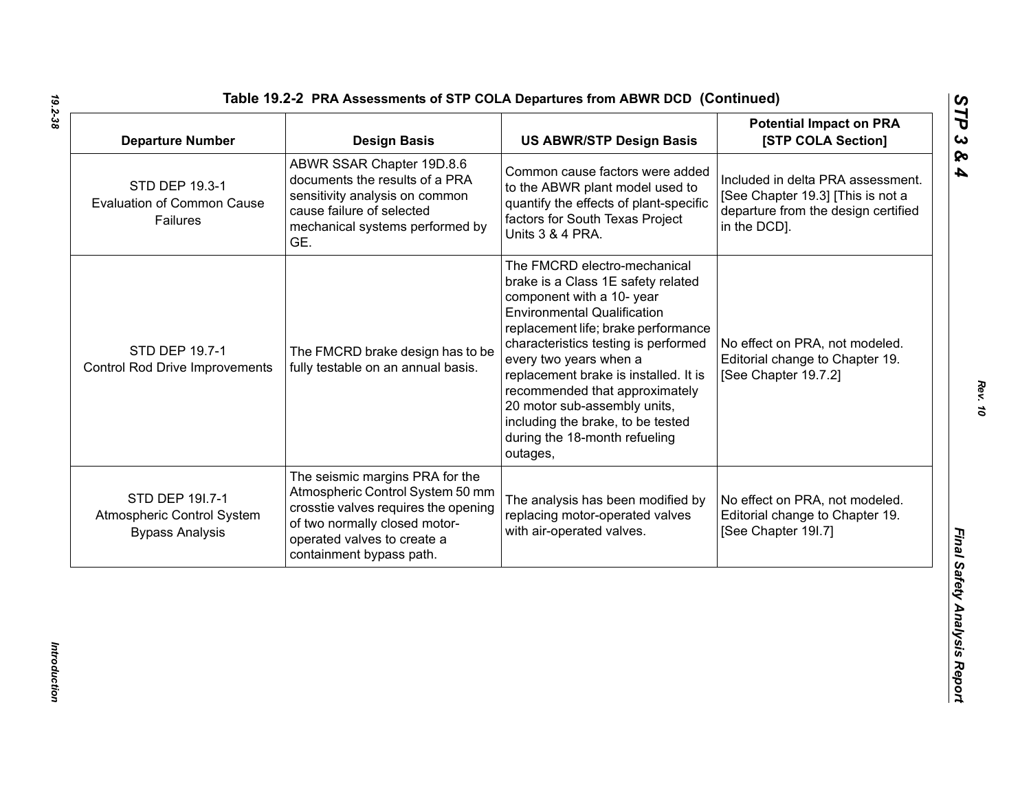**Table 19.2-2 PRA Assessments of STP COLA Departures from ABWR DCD (Continued)**

| Departure Number | Design Basis | US ABWR/STP Design Basis | Potential Impact on PRA [STP COLA Section] |
|---|---|---|---|
| STD DEP 19.3-1 Evaluation of Common Cause Failures | ABWR SSAR Chapter 19D.8.6 documents the results of a PRA sensitivity analysis on common cause failure of selected mechanical systems performed by GE. | Common cause factors were added to the ABWR plant model used to quantify the effects of plant-specific factors for South Texas Project Units 3 & 4 PRA. | Included in delta PRA assessment. [See Chapter 19.3] [This is not a departure from the design certified in the DCD]. |
| STD DEP 19.7-1 Control Rod Drive Improvements | The FMCRD brake design has to be fully testable on an annual basis. | The FMCRD electro-mechanical brake is a Class 1E safety related component with a 10- year Environmental Qualification replacement life; brake performance characteristics testing is performed every two years when a replacement brake is installed. It is recommended that approximately 20 motor sub-assembly units, including the brake, to be tested during the 18-month refueling outages, | No effect on PRA, not modeled. Editorial change to Chapter 19. [See Chapter 19.7.2] |
| STD DEP 19I.7-1 Atmospheric Control System Bypass Analysis | The seismic margins PRA for the Atmospheric Control System 50 mm crosstie valves requires the opening of two normally closed motor-operated valves to create a containment bypass path. | The analysis has been modified by replacing motor-operated valves with air-operated valves. | No effect on PRA, not modeled. Editorial change to Chapter 19. [See Chapter 19I.7] |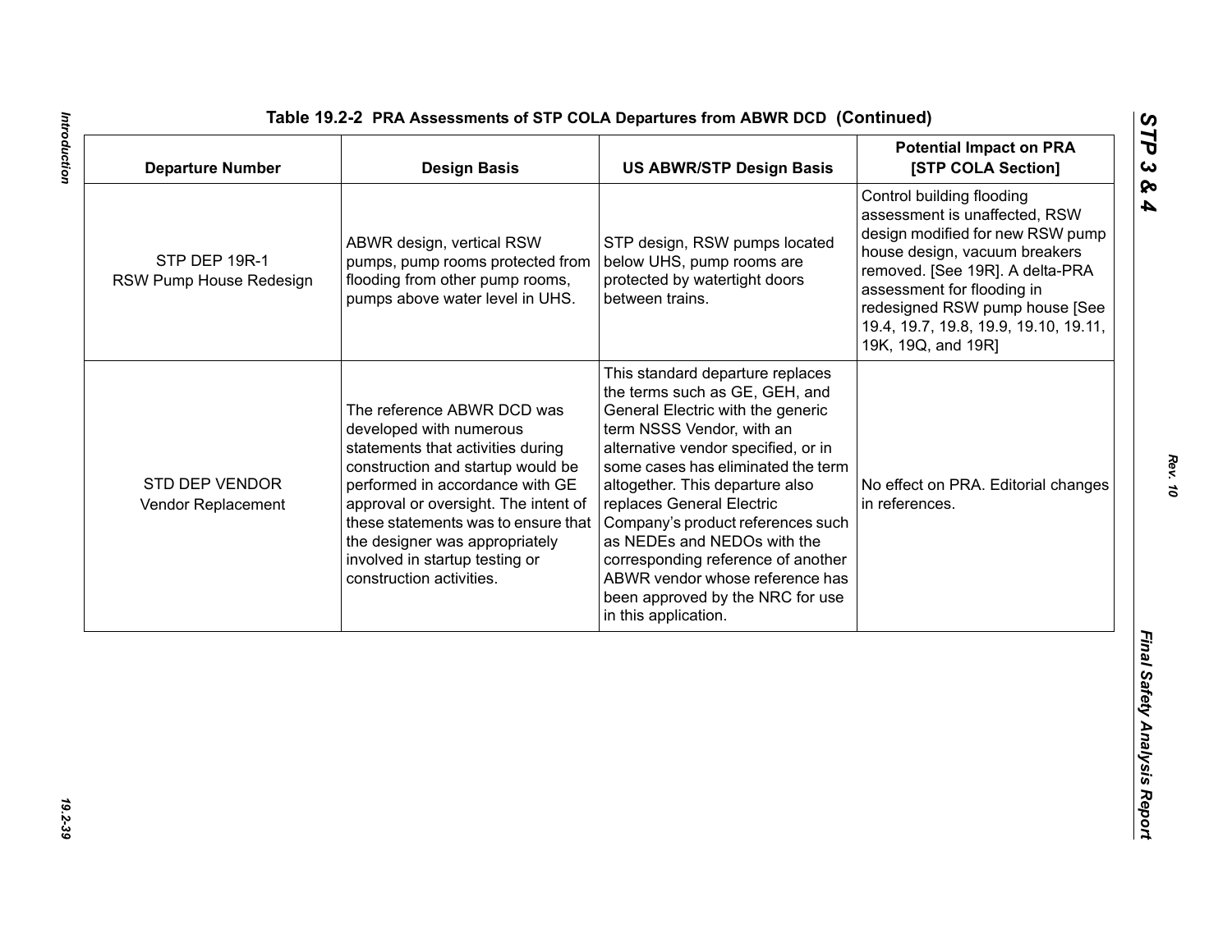**Table 19.2-2 PRA Assessments of STP COLA Departures from ABWR DCD (Continued)**

| Departure Number | Design Basis | US ABWR/STP Design Basis | Potential Impact on PRA [STP COLA Section] |
|---|---|---|---|
| STP DEP 19R-1 RSW Pump House Redesign | ABWR design, vertical RSW pumps, pump rooms protected from flooding from other pump rooms, pumps above water level in UHS. | STP design, RSW pumps located below UHS, pump rooms are protected by watertight doors between trains. | Control building flooding assessment is unaffected, RSW design modified for new RSW pump house design, vacuum breakers removed. [See 19R]. A delta-PRA assessment for flooding in redesigned RSW pump house [See 19.4, 19.7, 19.8, 19.9, 19.10, 19.11, 19K, 19Q, and 19R] |
| STD DEP VENDOR Vendor Replacement | The reference ABWR DCD was developed with numerous statements that activities during construction and startup would be performed in accordance with GE approval or oversight. The intent of these statements was to ensure that the designer was appropriately involved in startup testing or construction activities. | This standard departure replaces the terms such as GE, GEH, and General Electric with the generic term NSSS Vendor, with an alternative vendor specified, or in some cases has eliminated the term altogether. This departure also replaces General Electric Company's product references such as NEDEs and NEDOs with the corresponding reference of another ABWR vendor whose reference has been approved by the NRC for use in this application. | No effect on PRA. Editorial changes in references. |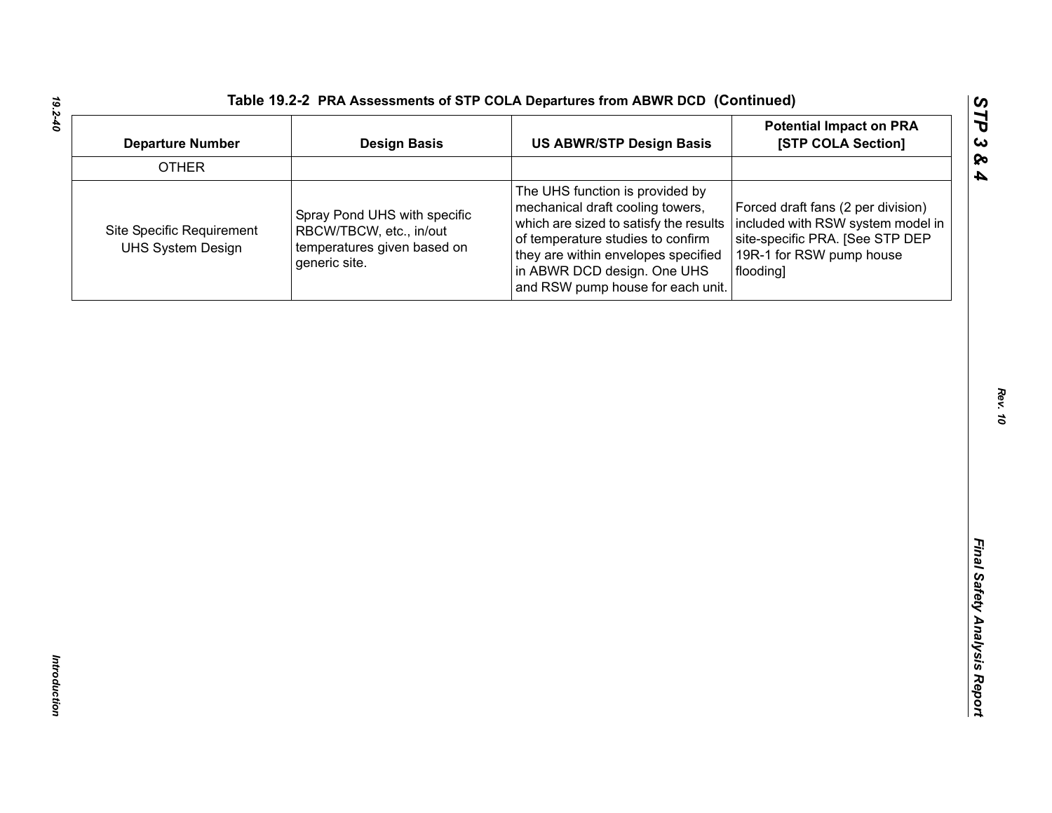Table 19.2-2 PRA Assessments of STP COLA Departures from ABWR DCD (Continued)

| Departure Number | Design Basis | US ABWR/STP Design Basis | Potential Impact on PRA [STP COLA Section] |
|---|---|---|---|
| OTHER | | | |
| Site Specific Requirement UHS System Design | Spray Pond UHS with specific RBCW/TBCW, etc., in/out temperatures given based on generic site. | The UHS function is provided by mechanical draft cooling towers, which are sized to satisfy the results of temperature studies to confirm they are within envelopes specified in ABWR DCD design. One UHS and RSW pump house for each unit. | Forced draft fans (2 per division) included with RSW system model in site-specific PRA. [See STP DEP 19R-1 for RSW pump house flooding] |